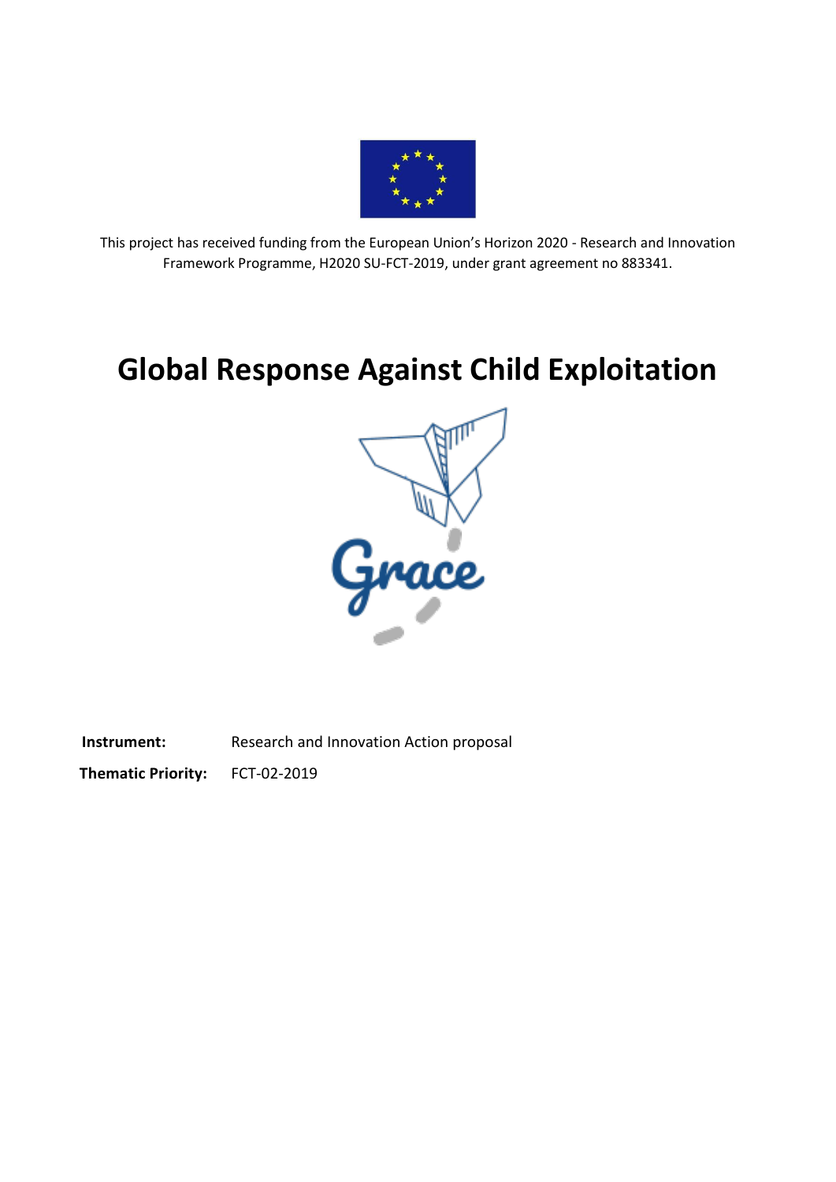This project has received funding from the European Union's Horizon 2020 - Research and Innovation Framework Programme, H2020 SU-FCT-2019, under grant agreement no 883341.

# Global Response Against Child Exploitation

Grace

**Instrument:** Research and Innovation Action proposal

**Thematic Priority:** FCT-02-2019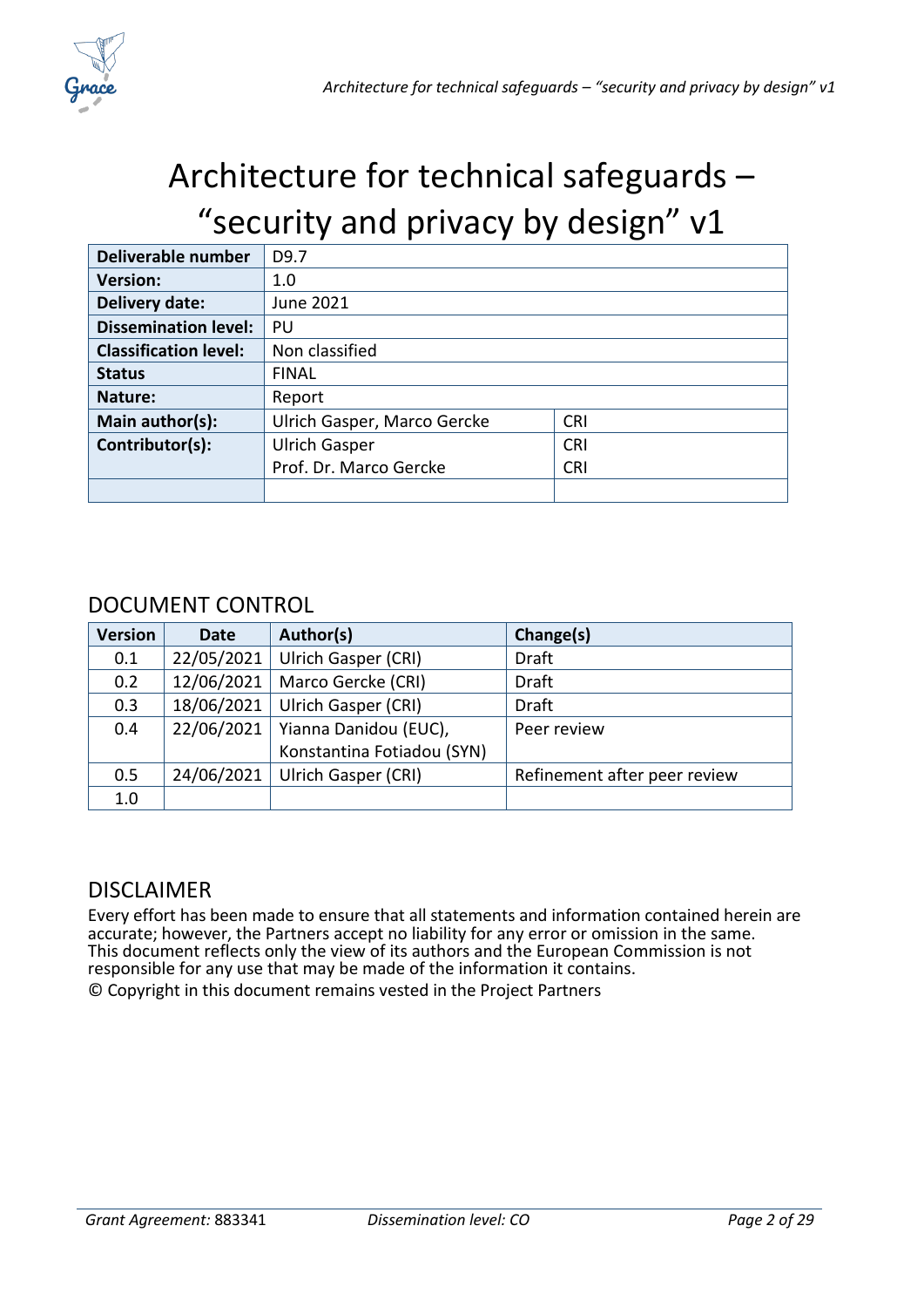# Architecture for technical safeguards – "security and privacy by design" v1

| | | |
|---|---|---|
| **Deliverable number** | D9.7 | |
| **Version:** | 1.0 | |
| **Delivery date:** | June 2021 | |
| **Dissemination level:** | PU | |
| **Classification level:** | Non classified | |
| **Status** | FINAL | |
| **Nature:** | Report | |
| **Main author(s):** | Ulrich Gasper, Marco Gercke | CRI |
| **Contributor(s):** | Ulrich Gasper<br>Prof. Dr. Marco Gercke | CRI<br>CRI |
| | | |

## DOCUMENT CONTROL

| Version | Date | Author(s) | Change(s) |
|---|---|---|---|
| 0.1 | 22/05/2021 | Ulrich Gasper (CRI) | Draft |
| 0.2 | 12/06/2021 | Marco Gercke (CRI) | Draft |
| 0.3 | 18/06/2021 | Ulrich Gasper (CRI) | Draft |
| 0.4 | 22/06/2021 | Yianna Danidou (EUC), Konstantina Fotiadou (SYN) | Peer review |
| 0.5 | 24/06/2021 | Ulrich Gasper (CRI) | Refinement after peer review |
| 1.0 | | | |

## DISCLAIMER

Every effort has been made to ensure that all statements and information contained herein are accurate; however, the Partners accept no liability for any error or omission in the same. This document reflects only the view of its authors and the European Commission is not responsible for any use that may be made of the information it contains.

© Copyright in this document remains vested in the Project Partners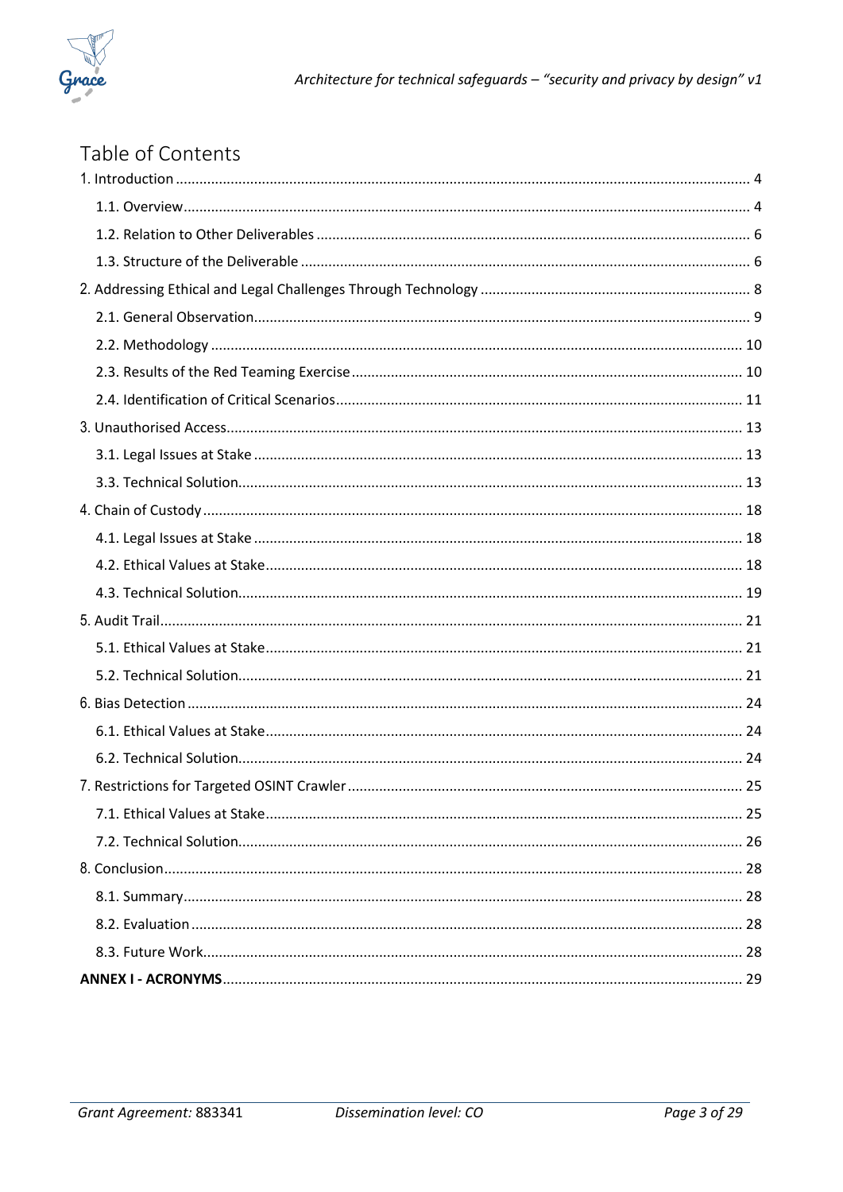# Table of Contents

1. Introduction ........................................................................................................................................ 4

   1.1. Overview ........................................................................................................................................ 4

   1.2. Relation to Other Deliverables ....................................................................................................... 6

   1.3. Structure of the Deliverable ........................................................................................................... 6

2. Addressing Ethical and Legal Challenges Through Technology .......................................................... 8

   2.1. General Observation ....................................................................................................................... 9

   2.2. Methodology ................................................................................................................................. 10

   2.3. Results of the Red Teaming Exercise ............................................................................................ 10

   2.4. Identification of Critical Scenarios ................................................................................................ 11

3. Unauthorised Access ......................................................................................................................... 13

   3.1. Legal Issues at Stake ..................................................................................................................... 13

   3.3. Technical Solution ......................................................................................................................... 13

4. Chain of Custody ............................................................................................................................... 18

   4.1. Legal Issues at Stake ..................................................................................................................... 18

   4.2. Ethical Values at Stake .................................................................................................................. 18

   4.3. Technical Solution ......................................................................................................................... 19

5. Audit Trail .......................................................................................................................................... 21

   5.1. Ethical Values at Stake .................................................................................................................. 21

   5.2. Technical Solution ......................................................................................................................... 21

6. Bias Detection ................................................................................................................................... 24

   6.1. Ethical Values at Stake .................................................................................................................. 24

   6.2. Technical Solution ......................................................................................................................... 24

7. Restrictions for Targeted OSINT Crawler .......................................................................................... 25

   7.1. Ethical Values at Stake .................................................................................................................. 25

   7.2. Technical Solution ......................................................................................................................... 26

8. Conclusion ......................................................................................................................................... 28

   8.1. Summary ....................................................................................................................................... 28

   8.2. Evaluation ..................................................................................................................................... 28

   8.3. Future Work .................................................................................................................................. 28

**ANNEX I - ACRONYMS** ...................................................................................................................... 29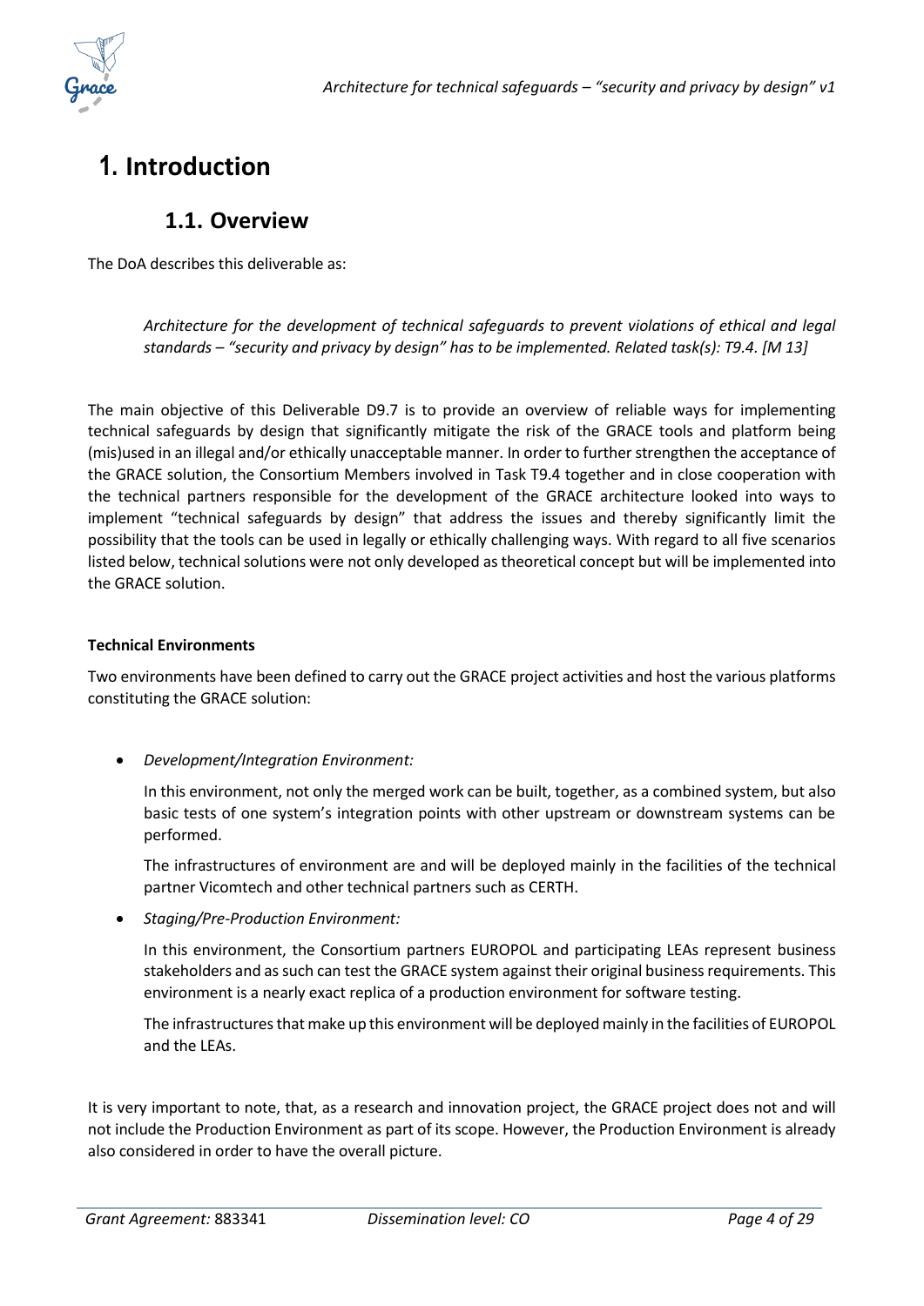# 1. Introduction

## 1.1. Overview

The DoA describes this deliverable as:

> *Architecture for the development of technical safeguards to prevent violations of ethical and legal standards – "security and privacy by design" has to be implemented. Related task(s): T9.4. [M 13]*

The main objective of this Deliverable D9.7 is to provide an overview of reliable ways for implementing technical safeguards by design that significantly mitigate the risk of the GRACE tools and platform being (mis)used in an illegal and/or ethically unacceptable manner. In order to further strengthen the acceptance of the GRACE solution, the Consortium Members involved in Task T9.4 together and in close cooperation with the technical partners responsible for the development of the GRACE architecture looked into ways to implement "technical safeguards by design" that address the issues and thereby significantly limit the possibility that the tools can be used in legally or ethically challenging ways. With regard to all five scenarios listed below, technical solutions were not only developed as theoretical concept but will be implemented into the GRACE solution.

**Technical Environments**

Two environments have been defined to carry out the GRACE project activities and host the various platforms constituting the GRACE solution:

- *Development/Integration Environment:*

  In this environment, not only the merged work can be built, together, as a combined system, but also basic tests of one system's integration points with other upstream or downstream systems can be performed.

  The infrastructures of environment are and will be deployed mainly in the facilities of the technical partner Vicomtech and other technical partners such as CERTH.

- *Staging/Pre-Production Environment:*

  In this environment, the Consortium partners EUROPOL and participating LEAs represent business stakeholders and as such can test the GRACE system against their original business requirements. This environment is a nearly exact replica of a production environment for software testing.

  The infrastructures that make up this environment will be deployed mainly in the facilities of EUROPOL and the LEAs.

It is very important to note, that, as a research and innovation project, the GRACE project does not and will not include the Production Environment as part of its scope. However, the Production Environment is already also considered in order to have the overall picture.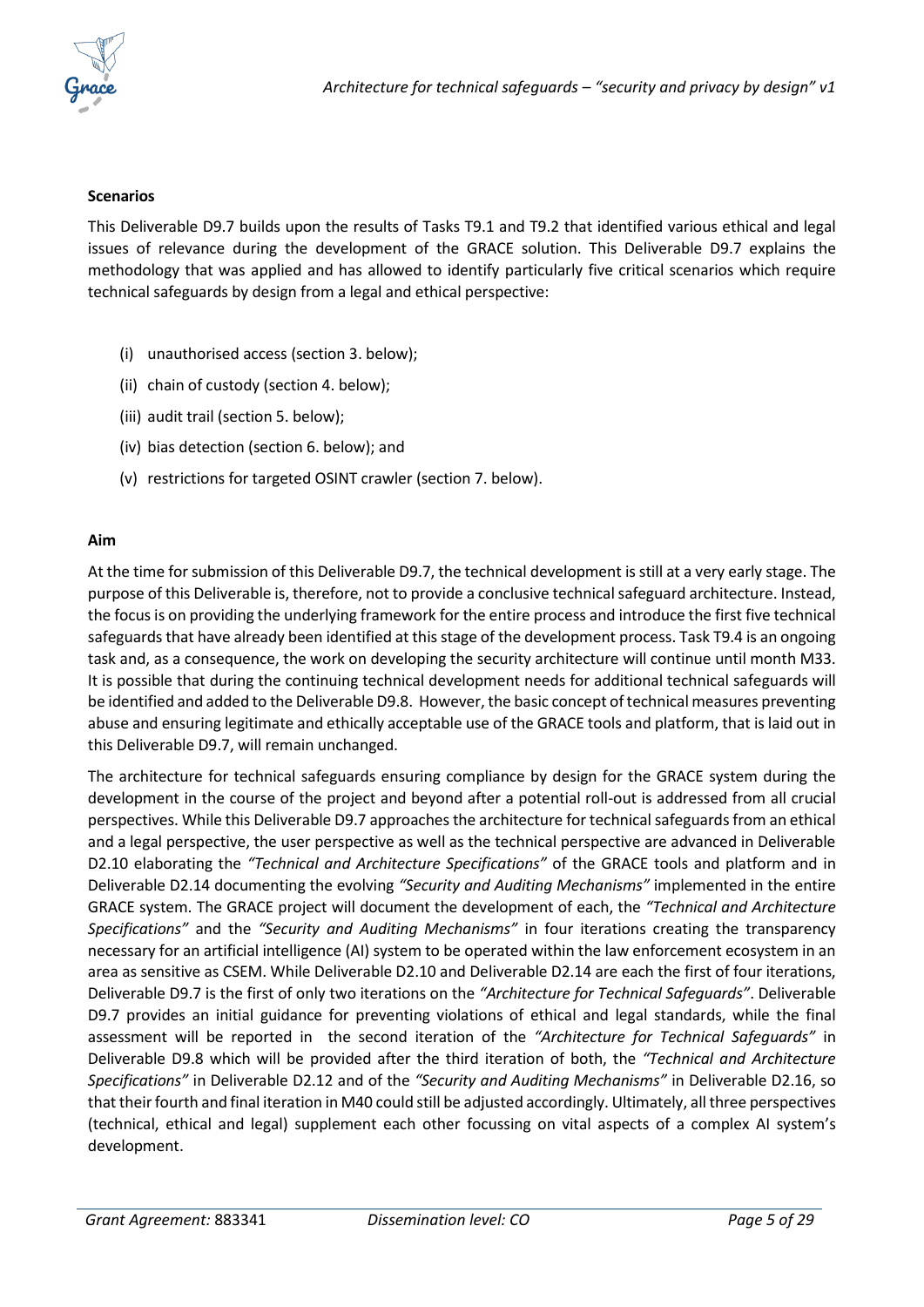**Scenarios**

This Deliverable D9.7 builds upon the results of Tasks T9.1 and T9.2 that identified various ethical and legal issues of relevance during the development of the GRACE solution. This Deliverable D9.7 explains the methodology that was applied and has allowed to identify particularly five critical scenarios which require technical safeguards by design from a legal and ethical perspective:

(i) unauthorised access (section 3. below);

(ii) chain of custody (section 4. below);

(iii) audit trail (section 5. below);

(iv) bias detection (section 6. below); and

(v) restrictions for targeted OSINT crawler (section 7. below).

**Aim**

At the time for submission of this Deliverable D9.7, the technical development is still at a very early stage. The purpose of this Deliverable is, therefore, not to provide a conclusive technical safeguard architecture. Instead, the focus is on providing the underlying framework for the entire process and introduce the first five technical safeguards that have already been identified at this stage of the development process. Task T9.4 is an ongoing task and, as a consequence, the work on developing the security architecture will continue until month M33. It is possible that during the continuing technical development needs for additional technical safeguards will be identified and added to the Deliverable D9.8. However, the basic concept of technical measures preventing abuse and ensuring legitimate and ethically acceptable use of the GRACE tools and platform, that is laid out in this Deliverable D9.7, will remain unchanged.

The architecture for technical safeguards ensuring compliance by design for the GRACE system during the development in the course of the project and beyond after a potential roll-out is addressed from all crucial perspectives. While this Deliverable D9.7 approaches the architecture for technical safeguards from an ethical and a legal perspective, the user perspective as well as the technical perspective are advanced in Deliverable D2.10 elaborating the *"Technical and Architecture Specifications"* of the GRACE tools and platform and in Deliverable D2.14 documenting the evolving *"Security and Auditing Mechanisms"* implemented in the entire GRACE system. The GRACE project will document the development of each, the *"Technical and Architecture Specifications"* and the *"Security and Auditing Mechanisms"* in four iterations creating the transparency necessary for an artificial intelligence (AI) system to be operated within the law enforcement ecosystem in an area as sensitive as CSEM. While Deliverable D2.10 and Deliverable D2.14 are each the first of four iterations, Deliverable D9.7 is the first of only two iterations on the *"Architecture for Technical Safeguards"*. Deliverable D9.7 provides an initial guidance for preventing violations of ethical and legal standards, while the final assessment will be reported in the second iteration of the *"Architecture for Technical Safeguards"* in Deliverable D9.8 which will be provided after the third iteration of both, the *"Technical and Architecture Specifications"* in Deliverable D2.12 and of the *"Security and Auditing Mechanisms"* in Deliverable D2.16, so that their fourth and final iteration in M40 could still be adjusted accordingly. Ultimately, all three perspectives (technical, ethical and legal) supplement each other focussing on vital aspects of a complex AI system's development.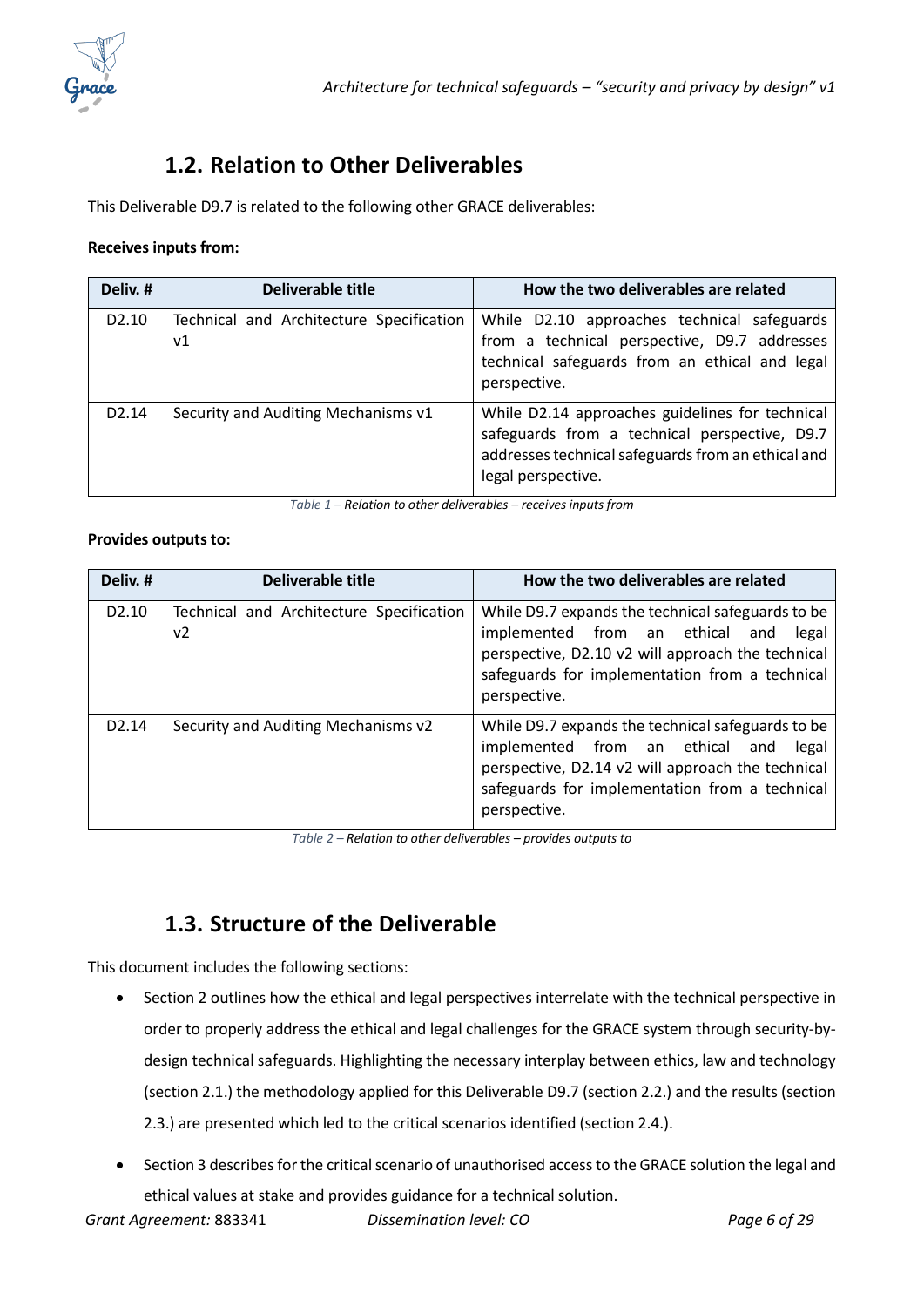## 1.2. Relation to Other Deliverables

This Deliverable D9.7 is related to the following other GRACE deliverables:

**Receives inputs from:**

| Deliv. # | Deliverable title | How the two deliverables are related |
| --- | --- | --- |
| D2.10 | Technical and Architecture Specification v1 | While D2.10 approaches technical safeguards from a technical perspective, D9.7 addresses technical safeguards from an ethical and legal perspective. |
| D2.14 | Security and Auditing Mechanisms v1 | While D2.14 approaches guidelines for technical safeguards from a technical perspective, D9.7 addresses technical safeguards from an ethical and legal perspective. |

*Table 1 – Relation to other deliverables – receives inputs from*

**Provides outputs to:**

| Deliv. # | Deliverable title | How the two deliverables are related |
| --- | --- | --- |
| D2.10 | Technical and Architecture Specification v2 | While D9.7 expands the technical safeguards to be implemented from an ethical and legal perspective, D2.10 v2 will approach the technical safeguards for implementation from a technical perspective. |
| D2.14 | Security and Auditing Mechanisms v2 | While D9.7 expands the technical safeguards to be implemented from an ethical and legal perspective, D2.14 v2 will approach the technical safeguards for implementation from a technical perspective. |

*Table 2 – Relation to other deliverables – provides outputs to*

## 1.3. Structure of the Deliverable

This document includes the following sections:

- Section 2 outlines how the ethical and legal perspectives interrelate with the technical perspective in order to properly address the ethical and legal challenges for the GRACE system through security-by-design technical safeguards. Highlighting the necessary interplay between ethics, law and technology (section 2.1.) the methodology applied for this Deliverable D9.7 (section 2.2.) and the results (section 2.3.) are presented which led to the critical scenarios identified (section 2.4.).
- Section 3 describes for the critical scenario of unauthorised access to the GRACE solution the legal and ethical values at stake and provides guidance for a technical solution.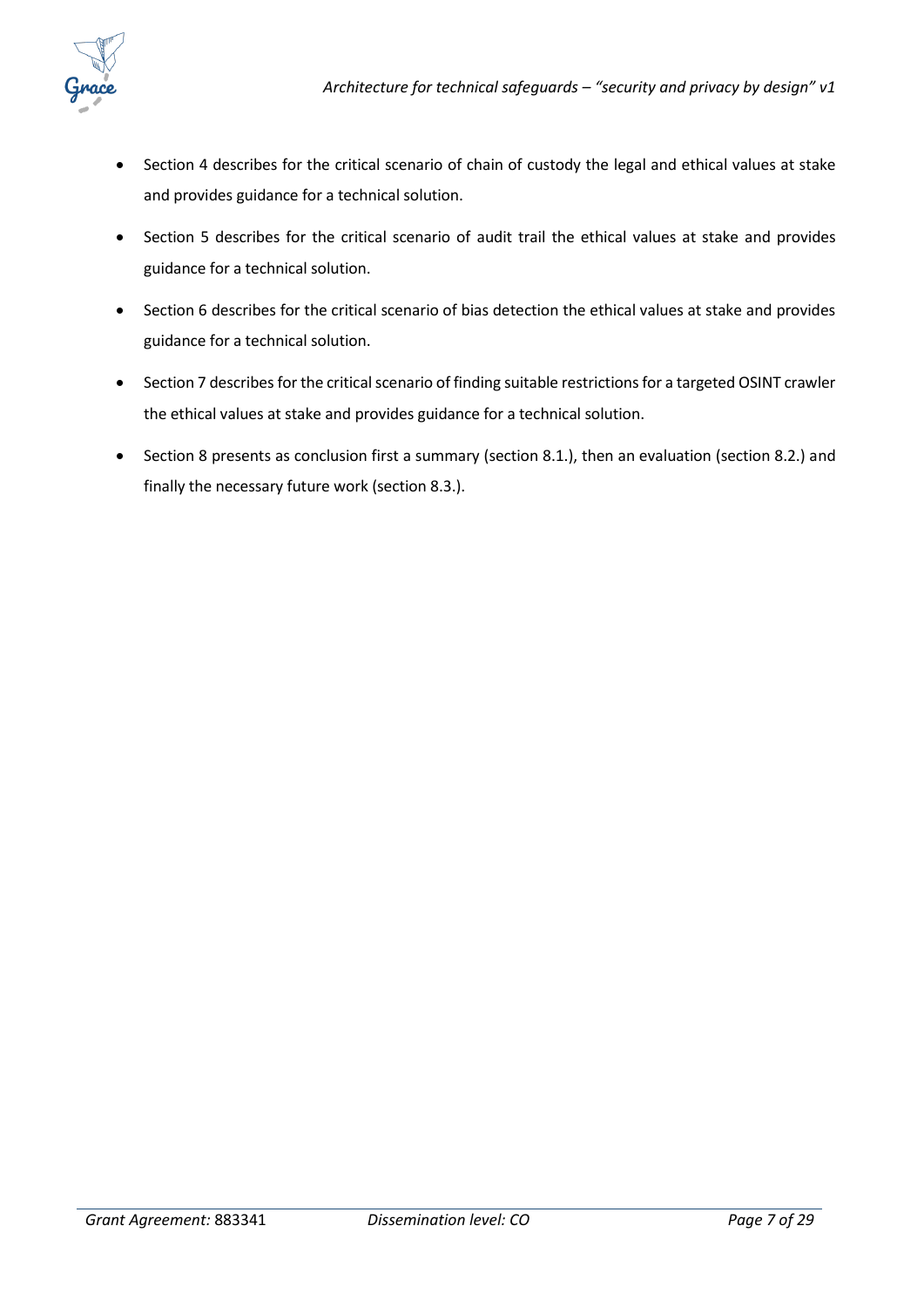- Section 4 describes for the critical scenario of chain of custody the legal and ethical values at stake and provides guidance for a technical solution.
- Section 5 describes for the critical scenario of audit trail the ethical values at stake and provides guidance for a technical solution.
- Section 6 describes for the critical scenario of bias detection the ethical values at stake and provides guidance for a technical solution.
- Section 7 describes for the critical scenario of finding suitable restrictions for a targeted OSINT crawler the ethical values at stake and provides guidance for a technical solution.
- Section 8 presents as conclusion first a summary (section 8.1.), then an evaluation (section 8.2.) and finally the necessary future work (section 8.3.).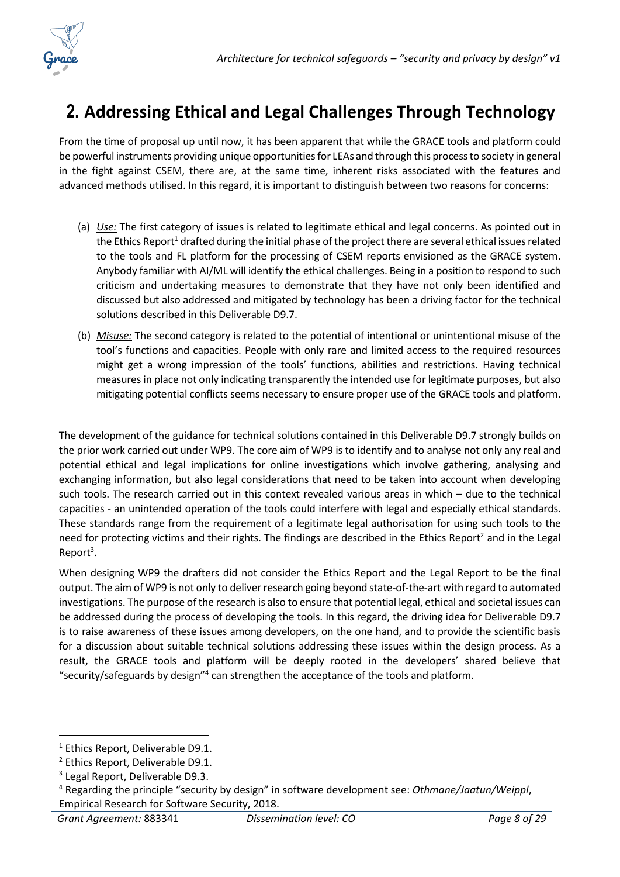# 2. Addressing Ethical and Legal Challenges Through Technology

From the time of proposal up until now, it has been apparent that while the GRACE tools and platform could be powerful instruments providing unique opportunities for LEAs and through this process to society in general in the fight against CSEM, there are, at the same time, inherent risks associated with the features and advanced methods utilised. In this regard, it is important to distinguish between two reasons for concerns:

(a) *Use:* The first category of issues is related to legitimate ethical and legal concerns. As pointed out in the Ethics Report[1] drafted during the initial phase of the project there are several ethical issues related to the tools and FL platform for the processing of CSEM reports envisioned as the GRACE system. Anybody familiar with AI/ML will identify the ethical challenges. Being in a position to respond to such criticism and undertaking measures to demonstrate that they have not only been identified and discussed but also addressed and mitigated by technology has been a driving factor for the technical solutions described in this Deliverable D9.7.

(b) *Misuse:* The second category is related to the potential of intentional or unintentional misuse of the tool's functions and capacities. People with only rare and limited access to the required resources might get a wrong impression of the tools' functions, abilities and restrictions. Having technical measures in place not only indicating transparently the intended use for legitimate purposes, but also mitigating potential conflicts seems necessary to ensure proper use of the GRACE tools and platform.

The development of the guidance for technical solutions contained in this Deliverable D9.7 strongly builds on the prior work carried out under WP9. The core aim of WP9 is to identify and to analyse not only any real and potential ethical and legal implications for online investigations which involve gathering, analysing and exchanging information, but also legal considerations that need to be taken into account when developing such tools. The research carried out in this context revealed various areas in which – due to the technical capacities - an unintended operation of the tools could interfere with legal and especially ethical standards. These standards range from the requirement of a legitimate legal authorisation for using such tools to the need for protecting victims and their rights. The findings are described in the Ethics Report[2] and in the Legal Report[3].

When designing WP9 the drafters did not consider the Ethics Report and the Legal Report to be the final output. The aim of WP9 is not only to deliver research going beyond state-of-the-art with regard to automated investigations. The purpose of the research is also to ensure that potential legal, ethical and societal issues can be addressed during the process of developing the tools. In this regard, the driving idea for Deliverable D9.7 is to raise awareness of these issues among developers, on the one hand, and to provide the scientific basis for a discussion about suitable technical solutions addressing these issues within the design process. As a result, the GRACE tools and platform will be deeply rooted in the developers' shared believe that "security/safeguards by design"[4] can strengthen the acceptance of the tools and platform.

---

[1] Ethics Report, Deliverable D9.1.

[2] Ethics Report, Deliverable D9.1.

[3] Legal Report, Deliverable D9.3.

[4] Regarding the principle "security by design" in software development see: *Othmane/Jaatun/Weippl*, Empirical Research for Software Security, 2018.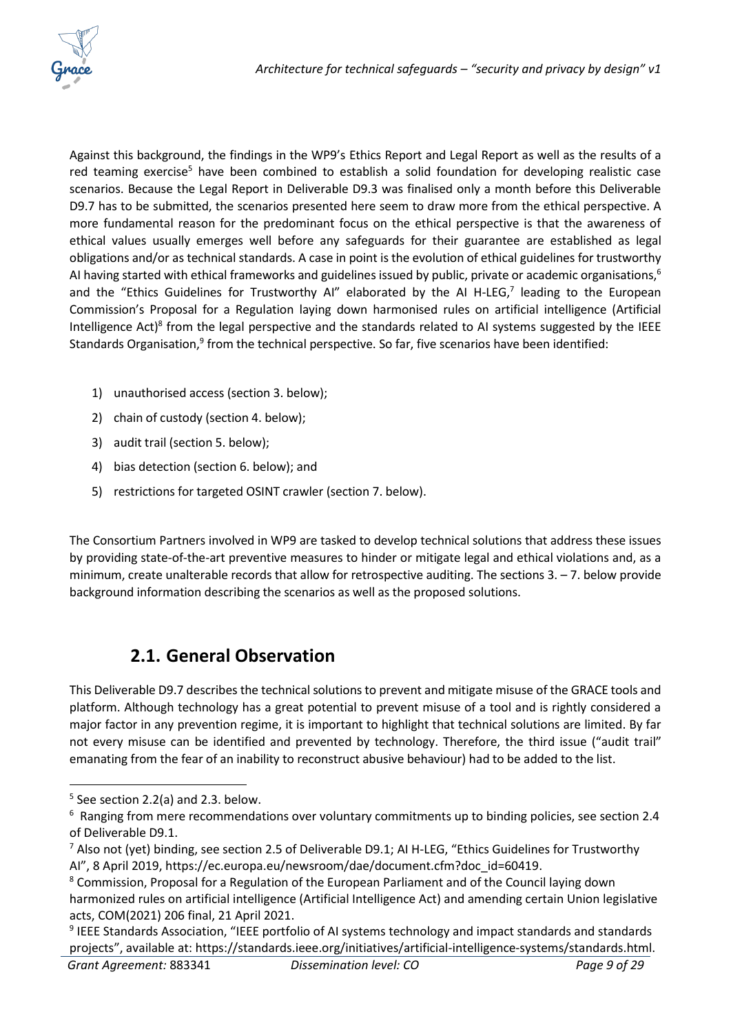Against this background, the findings in the WP9's Ethics Report and Legal Report as well as the results of a red teaming exercise[5] have been combined to establish a solid foundation for developing realistic case scenarios. Because the Legal Report in Deliverable D9.3 was finalised only a month before this Deliverable D9.7 has to be submitted, the scenarios presented here seem to draw more from the ethical perspective. A more fundamental reason for the predominant focus on the ethical perspective is that the awareness of ethical values usually emerges well before any safeguards for their guarantee are established as legal obligations and/or as technical standards. A case in point is the evolution of ethical guidelines for trustworthy AI having started with ethical frameworks and guidelines issued by public, private or academic organisations,[6] and the "Ethics Guidelines for Trustworthy AI" elaborated by the AI H-LEG,[7] leading to the European Commission's Proposal for a Regulation laying down harmonised rules on artificial intelligence (Artificial Intelligence Act)[8] from the legal perspective and the standards related to AI systems suggested by the IEEE Standards Organisation,[9] from the technical perspective. So far, five scenarios have been identified:

1) unauthorised access (section 3. below);
2) chain of custody (section 4. below);
3) audit trail (section 5. below);
4) bias detection (section 6. below); and
5) restrictions for targeted OSINT crawler (section 7. below).

The Consortium Partners involved in WP9 are tasked to develop technical solutions that address these issues by providing state-of-the-art preventive measures to hinder or mitigate legal and ethical violations and, as a minimum, create unalterable records that allow for retrospective auditing. The sections 3. – 7. below provide background information describing the scenarios as well as the proposed solutions.

## 2.1. General Observation

This Deliverable D9.7 describes the technical solutions to prevent and mitigate misuse of the GRACE tools and platform. Although technology has a great potential to prevent misuse of a tool and is rightly considered a major factor in any prevention regime, it is important to highlight that technical solutions are limited. By far not every misuse can be identified and prevented by technology. Therefore, the third issue ("audit trail" emanating from the fear of an inability to reconstruct abusive behaviour) had to be added to the list.

---

[5] See section 2.2(a) and 2.3. below.

[6] Ranging from mere recommendations over voluntary commitments up to binding policies, see section 2.4 of Deliverable D9.1.

[7] Also not (yet) binding, see section 2.5 of Deliverable D9.1; AI H-LEG, "Ethics Guidelines for Trustworthy AI", 8 April 2019, https://ec.europa.eu/newsroom/dae/document.cfm?doc_id=60419.

[8] Commission, Proposal for a Regulation of the European Parliament and of the Council laying down harmonized rules on artificial intelligence (Artificial Intelligence Act) and amending certain Union legislative acts, COM(2021) 206 final, 21 April 2021.

[9] IEEE Standards Association, "IEEE portfolio of AI systems technology and impact standards and standards projects", available at: https://standards.ieee.org/initiatives/artificial-intelligence-systems/standards.html.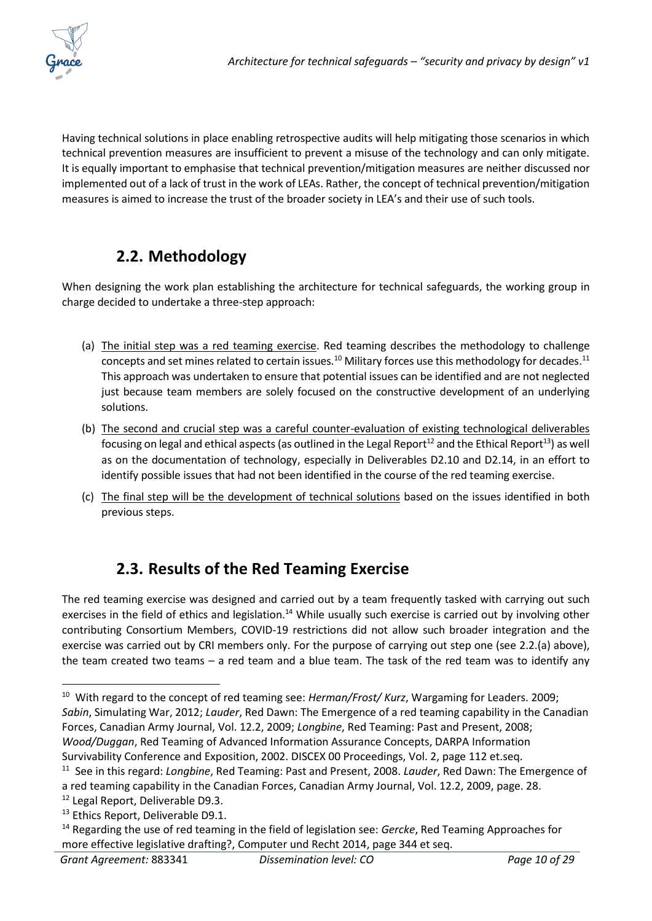Having technical solutions in place enabling retrospective audits will help mitigating those scenarios in which technical prevention measures are insufficient to prevent a misuse of the technology and can only mitigate. It is equally important to emphasise that technical prevention/mitigation measures are neither discussed nor implemented out of a lack of trust in the work of LEAs. Rather, the concept of technical prevention/mitigation measures is aimed to increase the trust of the broader society in LEA's and their use of such tools.

## 2.2. Methodology

When designing the work plan establishing the architecture for technical safeguards, the working group in charge decided to undertake a three-step approach:

(a) The initial step was a red teaming exercise. Red teaming describes the methodology to challenge concepts and set mines related to certain issues.[10] Military forces use this methodology for decades.[11] This approach was undertaken to ensure that potential issues can be identified and are not neglected just because team members are solely focused on the constructive development of an underlying solutions.

(b) The second and crucial step was a careful counter-evaluation of existing technological deliverables focusing on legal and ethical aspects (as outlined in the Legal Report[12] and the Ethical Report[13]) as well as on the documentation of technology, especially in Deliverables D2.10 and D2.14, in an effort to identify possible issues that had not been identified in the course of the red teaming exercise.

(c) The final step will be the development of technical solutions based on the issues identified in both previous steps.

## 2.3. Results of the Red Teaming Exercise

The red teaming exercise was designed and carried out by a team frequently tasked with carrying out such exercises in the field of ethics and legislation.[14] While usually such exercise is carried out by involving other contributing Consortium Members, COVID-19 restrictions did not allow such broader integration and the exercise was carried out by CRI members only. For the purpose of carrying out step one (see 2.2.(a) above), the team created two teams – a red team and a blue team. The task of the red team was to identify any

---

[10] With regard to the concept of red teaming see: *Herman/Frost/ Kurz*, Wargaming for Leaders. 2009; *Sabin*, Simulating War, 2012; *Lauder*, Red Dawn: The Emergence of a red teaming capability in the Canadian Forces, Canadian Army Journal, Vol. 12.2, 2009; *Longbine*, Red Teaming: Past and Present, 2008; *Wood/Duggan*, Red Teaming of Advanced Information Assurance Concepts, DARPA Information Survivability Conference and Exposition, 2002. DISCEX 00 Proceedings, Vol. 2, page 112 et.seq.

[11] See in this regard: *Longbine*, Red Teaming: Past and Present, 2008. *Lauder*, Red Dawn: The Emergence of a red teaming capability in the Canadian Forces, Canadian Army Journal, Vol. 12.2, 2009, page. 28.

[12] Legal Report, Deliverable D9.3.

[13] Ethics Report, Deliverable D9.1.

[14] Regarding the use of red teaming in the field of legislation see: *Gercke*, Red Teaming Approaches for more effective legislative drafting?, Computer und Recht 2014, page 344 et seq.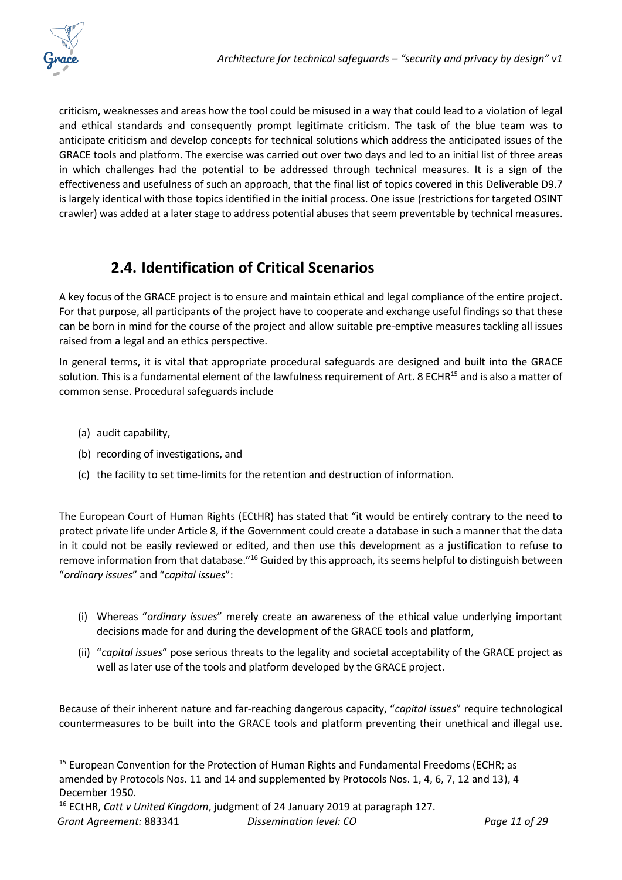criticism, weaknesses and areas how the tool could be misused in a way that could lead to a violation of legal and ethical standards and consequently prompt legitimate criticism. The task of the blue team was to anticipate criticism and develop concepts for technical solutions which address the anticipated issues of the GRACE tools and platform. The exercise was carried out over two days and led to an initial list of three areas in which challenges had the potential to be addressed through technical measures. It is a sign of the effectiveness and usefulness of such an approach, that the final list of topics covered in this Deliverable D9.7 is largely identical with those topics identified in the initial process. One issue (restrictions for targeted OSINT crawler) was added at a later stage to address potential abuses that seem preventable by technical measures.

## 2.4. Identification of Critical Scenarios

A key focus of the GRACE project is to ensure and maintain ethical and legal compliance of the entire project. For that purpose, all participants of the project have to cooperate and exchange useful findings so that these can be born in mind for the course of the project and allow suitable pre-emptive measures tackling all issues raised from a legal and an ethics perspective.

In general terms, it is vital that appropriate procedural safeguards are designed and built into the GRACE solution. This is a fundamental element of the lawfulness requirement of Art. 8 ECHR[15] and is also a matter of common sense. Procedural safeguards include

(a) audit capability,

(b) recording of investigations, and

(c) the facility to set time-limits for the retention and destruction of information.

The European Court of Human Rights (ECtHR) has stated that "it would be entirely contrary to the need to protect private life under Article 8, if the Government could create a database in such a manner that the data in it could not be easily reviewed or edited, and then use this development as a justification to refuse to remove information from that database."[16] Guided by this approach, its seems helpful to distinguish between "*ordinary issues*" and "*capital issues*":

(i) Whereas "*ordinary issues*" merely create an awareness of the ethical value underlying important decisions made for and during the development of the GRACE tools and platform,

(ii) "*capital issues*" pose serious threats to the legality and societal acceptability of the GRACE project as well as later use of the tools and platform developed by the GRACE project.

Because of their inherent nature and far-reaching dangerous capacity, "*capital issues*" require technological countermeasures to be built into the GRACE tools and platform preventing their unethical and illegal use.

---

[15] European Convention for the Protection of Human Rights and Fundamental Freedoms (ECHR; as amended by Protocols Nos. 11 and 14 and supplemented by Protocols Nos. 1, 4, 6, 7, 12 and 13), 4 December 1950.

[16] ECtHR, *Catt v United Kingdom*, judgment of 24 January 2019 at paragraph 127.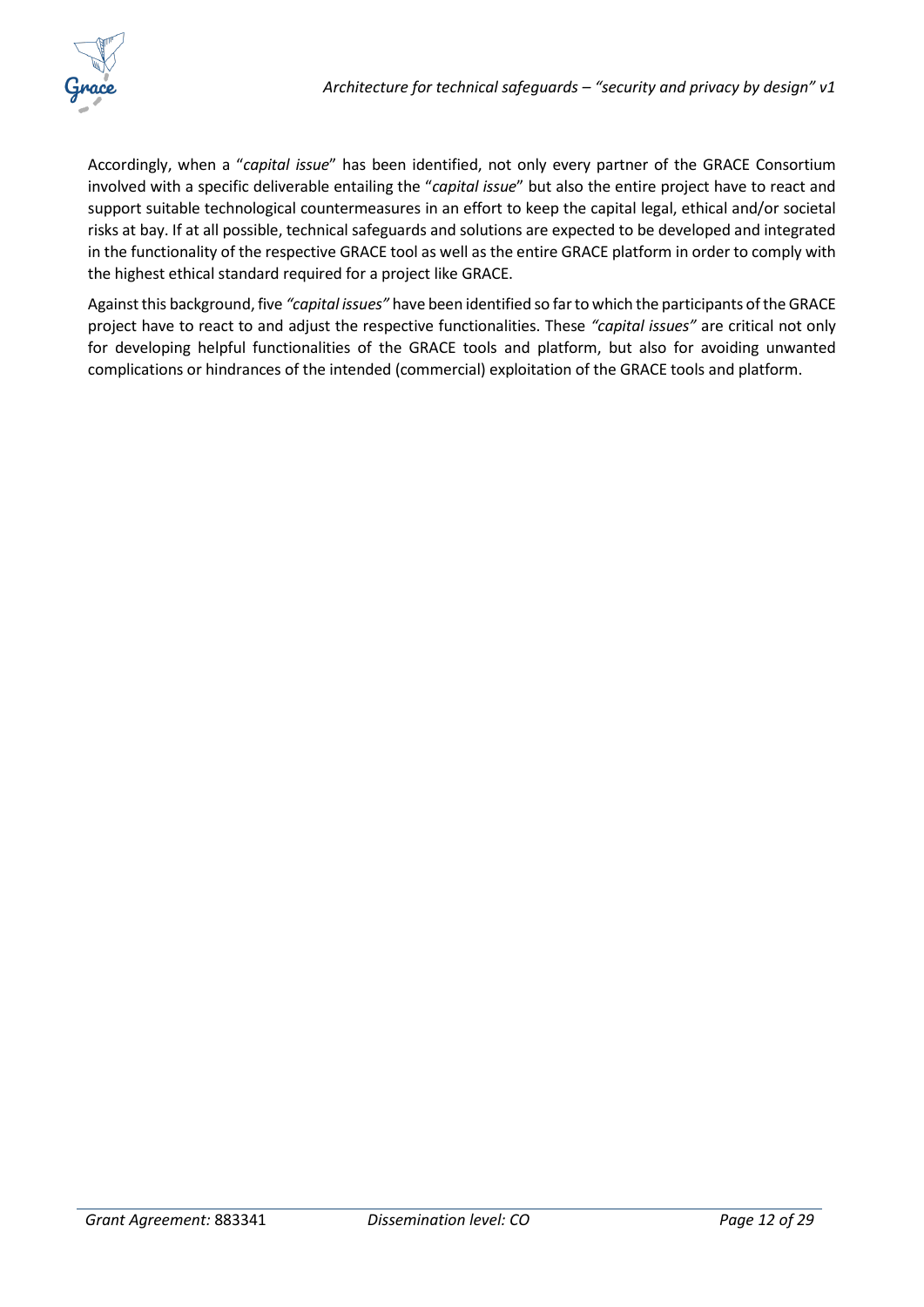Accordingly, when a "*capital issue*" has been identified, not only every partner of the GRACE Consortium involved with a specific deliverable entailing the "*capital issue*" but also the entire project have to react and support suitable technological countermeasures in an effort to keep the capital legal, ethical and/or societal risks at bay. If at all possible, technical safeguards and solutions are expected to be developed and integrated in the functionality of the respective GRACE tool as well as the entire GRACE platform in order to comply with the highest ethical standard required for a project like GRACE.

Against this background, five *"capital issues"* have been identified so far to which the participants of the GRACE project have to react to and adjust the respective functionalities. These *"capital issues"* are critical not only for developing helpful functionalities of the GRACE tools and platform, but also for avoiding unwanted complications or hindrances of the intended (commercial) exploitation of the GRACE tools and platform.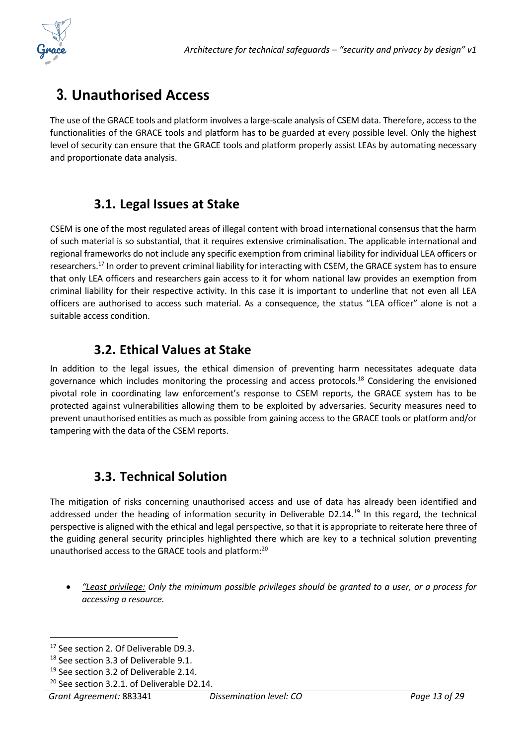# 3. Unauthorised Access

The use of the GRACE tools and platform involves a large-scale analysis of CSEM data. Therefore, access to the functionalities of the GRACE tools and platform has to be guarded at every possible level. Only the highest level of security can ensure that the GRACE tools and platform properly assist LEAs by automating necessary and proportionate data analysis.

## 3.1. Legal Issues at Stake

CSEM is one of the most regulated areas of illegal content with broad international consensus that the harm of such material is so substantial, that it requires extensive criminalisation. The applicable international and regional frameworks do not include any specific exemption from criminal liability for individual LEA officers or researchers.[17] In order to prevent criminal liability for interacting with CSEM, the GRACE system has to ensure that only LEA officers and researchers gain access to it for whom national law provides an exemption from criminal liability for their respective activity. In this case it is important to underline that not even all LEA officers are authorised to access such material. As a consequence, the status "LEA officer" alone is not a suitable access condition.

## 3.2. Ethical Values at Stake

In addition to the legal issues, the ethical dimension of preventing harm necessitates adequate data governance which includes monitoring the processing and access protocols.[18] Considering the envisioned pivotal role in coordinating law enforcement's response to CSEM reports, the GRACE system has to be protected against vulnerabilities allowing them to be exploited by adversaries. Security measures need to prevent unauthorised entities as much as possible from gaining access to the GRACE tools or platform and/or tampering with the data of the CSEM reports.

## 3.3. Technical Solution

The mitigation of risks concerning unauthorised access and use of data has already been identified and addressed under the heading of information security in Deliverable D2.14.[19] In this regard, the technical perspective is aligned with the ethical and legal perspective, so that it is appropriate to reiterate here three of the guiding general security principles highlighted there which are key to a technical solution preventing unauthorised access to the GRACE tools and platform:[20]

- *"Least privilege: Only the minimum possible privileges should be granted to a user, or a process for accessing a resource.*

---

[17] See section 2. Of Deliverable D9.3.

[18] See section 3.3 of Deliverable 9.1.

[19] See section 3.2 of Deliverable 2.14.

[20] See section 3.2.1. of Deliverable D2.14.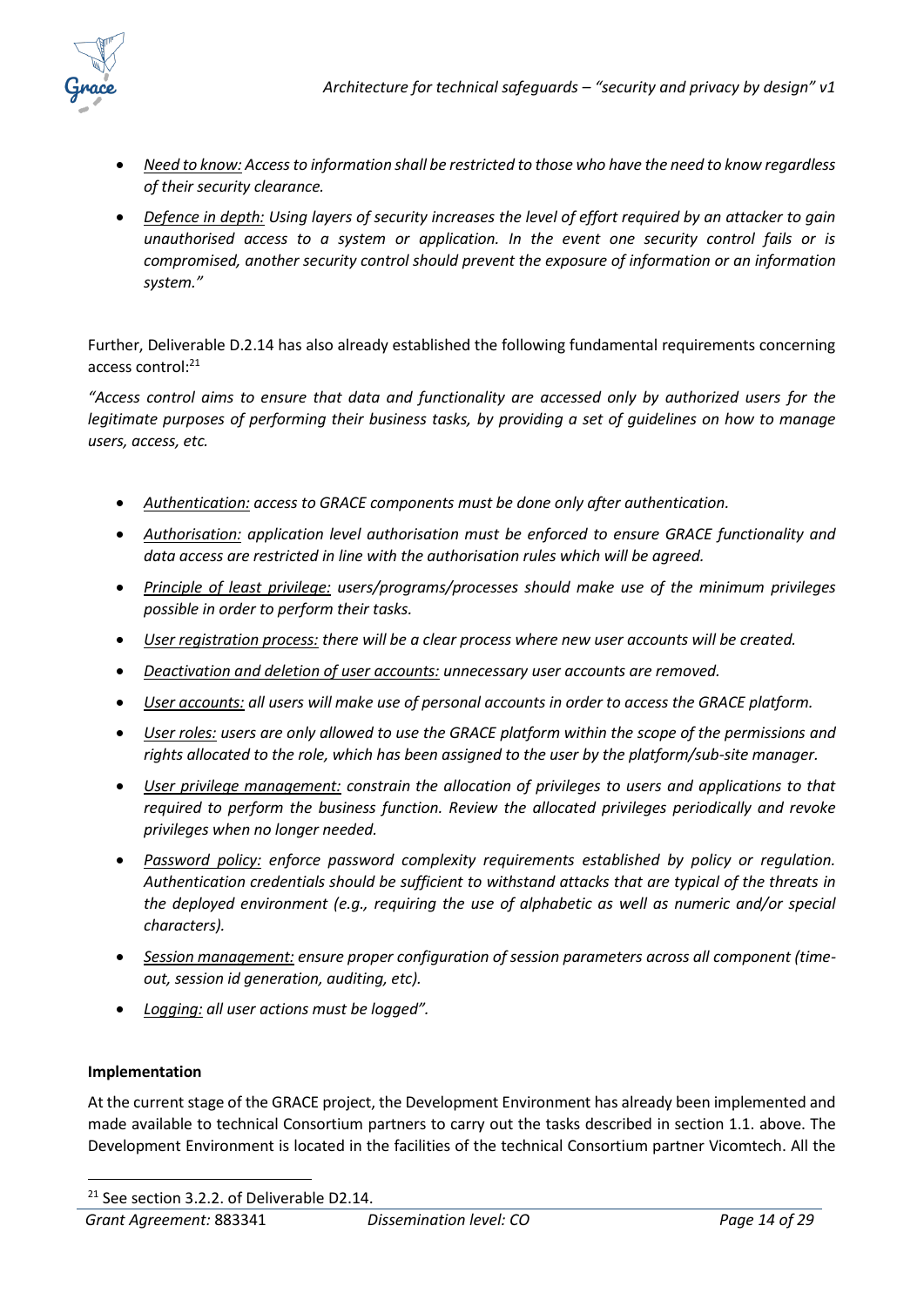- *<u>Need to know:</u> Access to information shall be restricted to those who have the need to know regardless of their security clearance.*
- *<u>Defence in depth:</u> Using layers of security increases the level of effort required by an attacker to gain unauthorised access to a system or application. In the event one security control fails or is compromised, another security control should prevent the exposure of information or an information system."*

Further, Deliverable D.2.14 has also already established the following fundamental requirements concerning access control:[21]

*"Access control aims to ensure that data and functionality are accessed only by authorized users for the legitimate purposes of performing their business tasks, by providing a set of guidelines on how to manage users, access, etc.*

- *<u>Authentication:</u> access to GRACE components must be done only after authentication.*
- *<u>Authorisation:</u> application level authorisation must be enforced to ensure GRACE functionality and data access are restricted in line with the authorisation rules which will be agreed.*
- *<u>Principle of least privilege:</u> users/programs/processes should make use of the minimum privileges possible in order to perform their tasks.*
- *<u>User registration process:</u> there will be a clear process where new user accounts will be created.*
- *<u>Deactivation and deletion of user accounts:</u> unnecessary user accounts are removed.*
- *<u>User accounts:</u> all users will make use of personal accounts in order to access the GRACE platform.*
- *<u>User roles:</u> users are only allowed to use the GRACE platform within the scope of the permissions and rights allocated to the role, which has been assigned to the user by the platform/sub-site manager.*
- *<u>User privilege management:</u> constrain the allocation of privileges to users and applications to that required to perform the business function. Review the allocated privileges periodically and revoke privileges when no longer needed.*
- *<u>Password policy:</u> enforce password complexity requirements established by policy or regulation. Authentication credentials should be sufficient to withstand attacks that are typical of the threats in the deployed environment (e.g., requiring the use of alphabetic as well as numeric and/or special characters).*
- *<u>Session management:</u> ensure proper configuration of session parameters across all component (time-out, session id generation, auditing, etc).*
- *<u>Logging:</u> all user actions must be logged".*

**Implementation**

At the current stage of the GRACE project, the Development Environment has already been implemented and made available to technical Consortium partners to carry out the tasks described in section 1.1. above. The Development Environment is located in the facilities of the technical Consortium partner Vicomtech. All the

[21] See section 3.2.2. of Deliverable D2.14.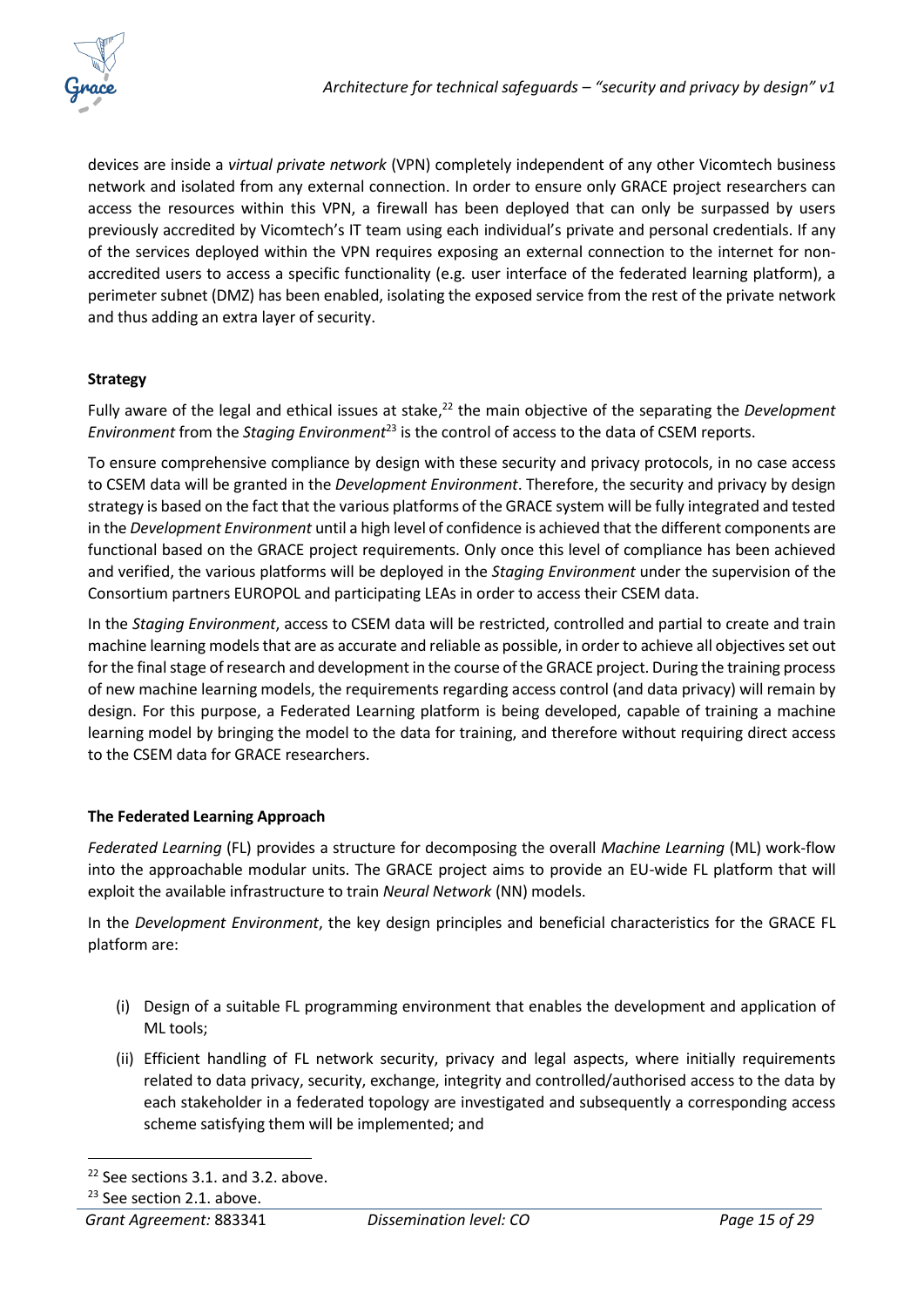devices are inside a *virtual private network* (VPN) completely independent of any other Vicomtech business network and isolated from any external connection. In order to ensure only GRACE project researchers can access the resources within this VPN, a firewall has been deployed that can only be surpassed by users previously accredited by Vicomtech's IT team using each individual's private and personal credentials. If any of the services deployed within the VPN requires exposing an external connection to the internet for non-accredited users to access a specific functionality (e.g. user interface of the federated learning platform), a perimeter subnet (DMZ) has been enabled, isolating the exposed service from the rest of the private network and thus adding an extra layer of security.

**Strategy**

Fully aware of the legal and ethical issues at stake,[22] the main objective of the separating the *Development Environment* from the *Staging Environment*[23] is the control of access to the data of CSEM reports.

To ensure comprehensive compliance by design with these security and privacy protocols, in no case access to CSEM data will be granted in the *Development Environment*. Therefore, the security and privacy by design strategy is based on the fact that the various platforms of the GRACE system will be fully integrated and tested in the *Development Environment* until a high level of confidence is achieved that the different components are functional based on the GRACE project requirements. Only once this level of compliance has been achieved and verified, the various platforms will be deployed in the *Staging Environment* under the supervision of the Consortium partners EUROPOL and participating LEAs in order to access their CSEM data.

In the *Staging Environment*, access to CSEM data will be restricted, controlled and partial to create and train machine learning models that are as accurate and reliable as possible, in order to achieve all objectives set out for the final stage of research and development in the course of the GRACE project. During the training process of new machine learning models, the requirements regarding access control (and data privacy) will remain by design. For this purpose, a Federated Learning platform is being developed, capable of training a machine learning model by bringing the model to the data for training, and therefore without requiring direct access to the CSEM data for GRACE researchers.

**The Federated Learning Approach**

*Federated Learning* (FL) provides a structure for decomposing the overall *Machine Learning* (ML) work-flow into the approachable modular units. The GRACE project aims to provide an EU-wide FL platform that will exploit the available infrastructure to train *Neural Network* (NN) models.

In the *Development Environment*, the key design principles and beneficial characteristics for the GRACE FL platform are:

(i) Design of a suitable FL programming environment that enables the development and application of ML tools;

(ii) Efficient handling of FL network security, privacy and legal aspects, where initially requirements related to data privacy, security, exchange, integrity and controlled/authorised access to the data by each stakeholder in a federated topology are investigated and subsequently a corresponding access scheme satisfying them will be implemented; and

---

[22] See sections 3.1. and 3.2. above.

[23] See section 2.1. above.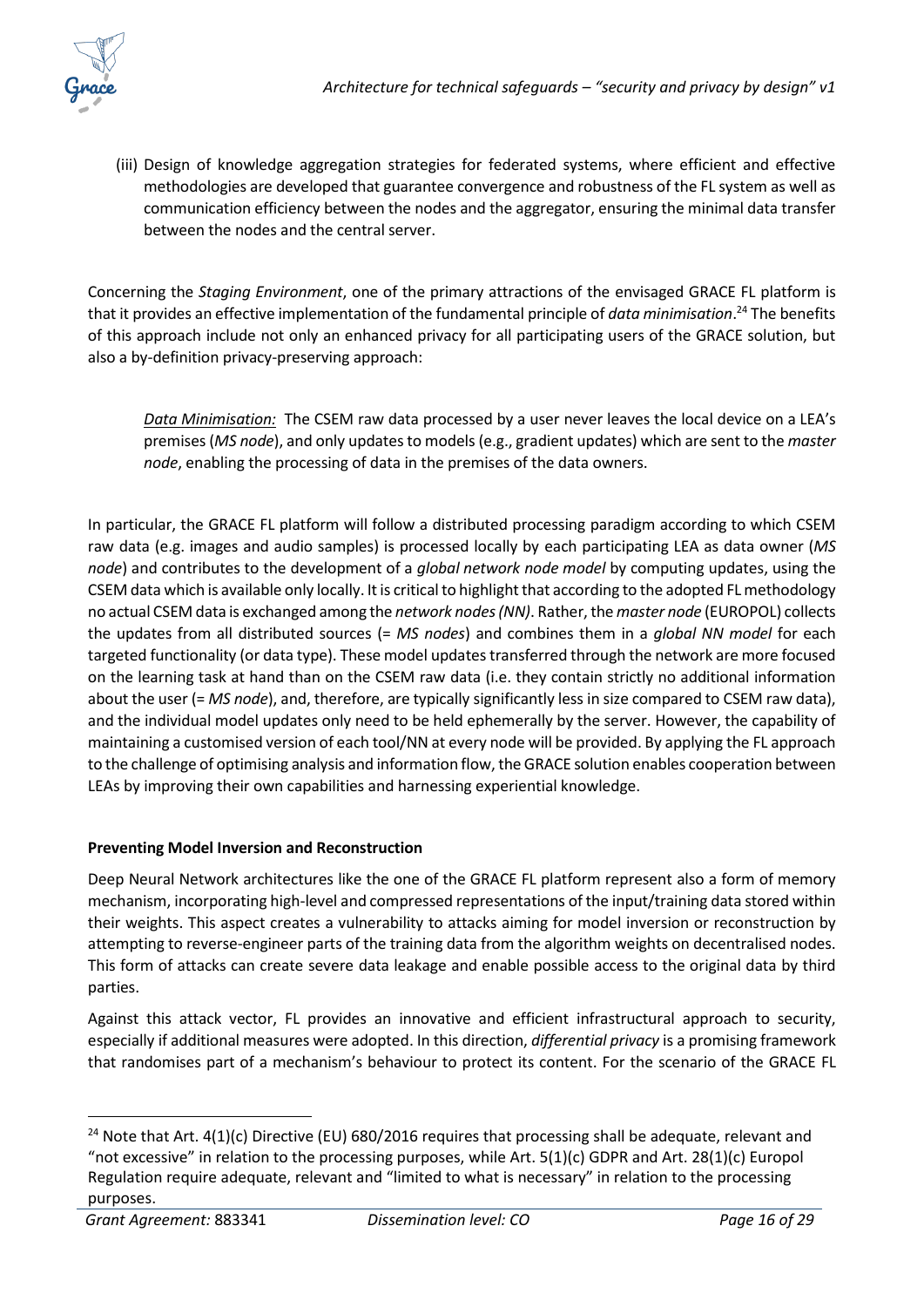(iii) Design of knowledge aggregation strategies for federated systems, where efficient and effective methodologies are developed that guarantee convergence and robustness of the FL system as well as communication efficiency between the nodes and the aggregator, ensuring the minimal data transfer between the nodes and the central server.

Concerning the *Staging Environment*, one of the primary attractions of the envisaged GRACE FL platform is that it provides an effective implementation of the fundamental principle of *data minimisation*.[24] The benefits of this approach include not only an enhanced privacy for all participating users of the GRACE solution, but also a by-definition privacy-preserving approach:

> *Data Minimisation:* The CSEM raw data processed by a user never leaves the local device on a LEA's premises (*MS node*), and only updates to models (e.g., gradient updates) which are sent to the *master node*, enabling the processing of data in the premises of the data owners.

In particular, the GRACE FL platform will follow a distributed processing paradigm according to which CSEM raw data (e.g. images and audio samples) is processed locally by each participating LEA as data owner (*MS node*) and contributes to the development of a *global network node model* by computing updates, using the CSEM data which is available only locally. It is critical to highlight that according to the adopted FL methodology no actual CSEM data is exchanged among the *network nodes (NN)*. Rather, the *master node* (EUROPOL) collects the updates from all distributed sources (= *MS nodes*) and combines them in a *global NN model* for each targeted functionality (or data type). These model updates transferred through the network are more focused on the learning task at hand than on the CSEM raw data (i.e. they contain strictly no additional information about the user (= *MS node*), and, therefore, are typically significantly less in size compared to CSEM raw data), and the individual model updates only need to be held ephemerally by the server. However, the capability of maintaining a customised version of each tool/NN at every node will be provided. By applying the FL approach to the challenge of optimising analysis and information flow, the GRACE solution enables cooperation between LEAs by improving their own capabilities and harnessing experiential knowledge.

**Preventing Model Inversion and Reconstruction**

Deep Neural Network architectures like the one of the GRACE FL platform represent also a form of memory mechanism, incorporating high-level and compressed representations of the input/training data stored within their weights. This aspect creates a vulnerability to attacks aiming for model inversion or reconstruction by attempting to reverse-engineer parts of the training data from the algorithm weights on decentralised nodes. This form of attacks can create severe data leakage and enable possible access to the original data by third parties.

Against this attack vector, FL provides an innovative and efficient infrastructural approach to security, especially if additional measures were adopted. In this direction, *differential privacy* is a promising framework that randomises part of a mechanism's behaviour to protect its content. For the scenario of the GRACE FL

[24] Note that Art. 4(1)(c) Directive (EU) 680/2016 requires that processing shall be adequate, relevant and "not excessive" in relation to the processing purposes, while Art. 5(1)(c) GDPR and Art. 28(1)(c) Europol Regulation require adequate, relevant and "limited to what is necessary" in relation to the processing purposes.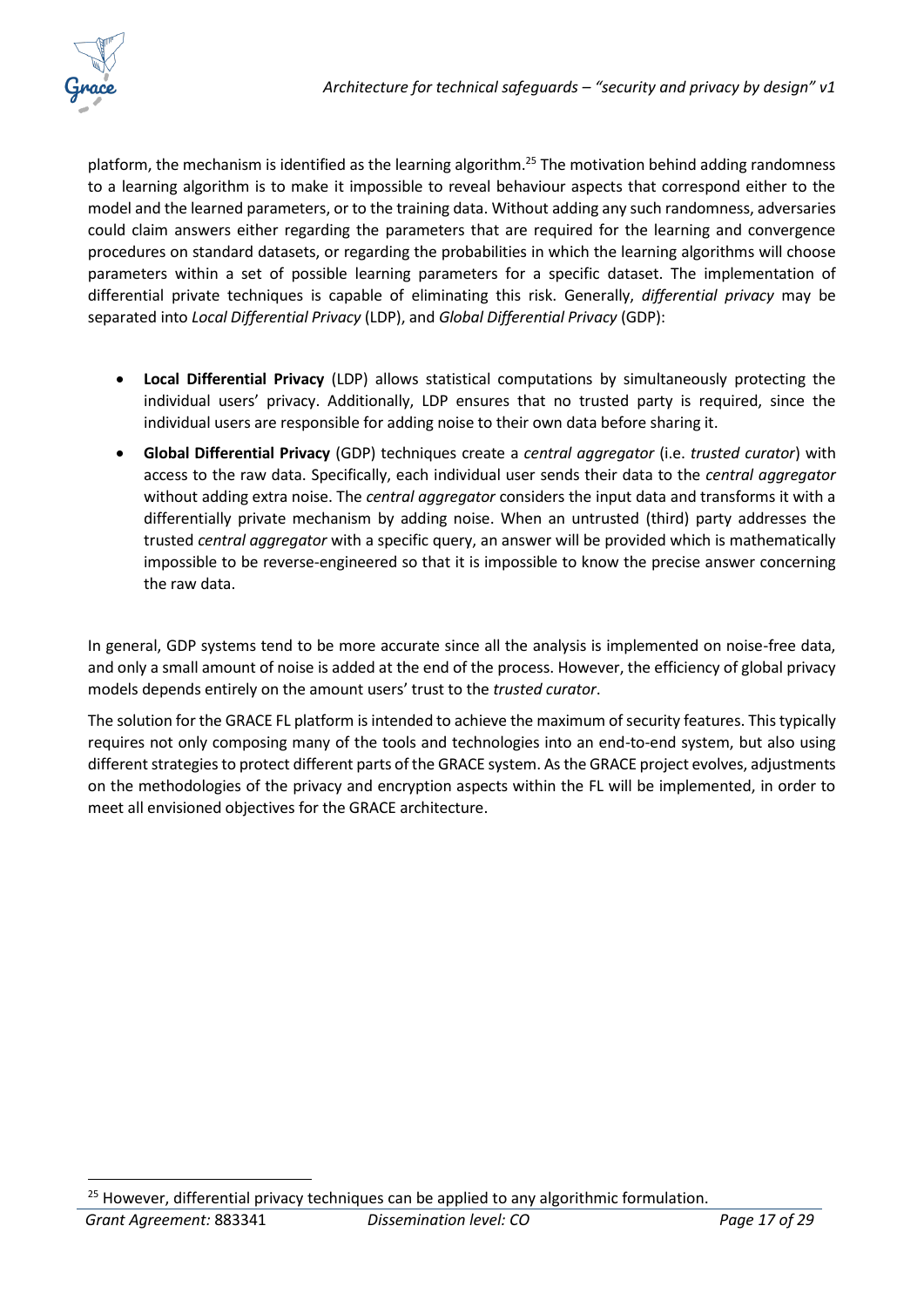platform, the mechanism is identified as the learning algorithm.[25] The motivation behind adding randomness to a learning algorithm is to make it impossible to reveal behaviour aspects that correspond either to the model and the learned parameters, or to the training data. Without adding any such randomness, adversaries could claim answers either regarding the parameters that are required for the learning and convergence procedures on standard datasets, or regarding the probabilities in which the learning algorithms will choose parameters within a set of possible learning parameters for a specific dataset. The implementation of differential private techniques is capable of eliminating this risk. Generally, *differential privacy* may be separated into *Local Differential Privacy* (LDP), and *Global Differential Privacy* (GDP):

- **Local Differential Privacy** (LDP) allows statistical computations by simultaneously protecting the individual users' privacy. Additionally, LDP ensures that no trusted party is required, since the individual users are responsible for adding noise to their own data before sharing it.
- **Global Differential Privacy** (GDP) techniques create a *central aggregator* (i.e. *trusted curator*) with access to the raw data. Specifically, each individual user sends their data to the *central aggregator* without adding extra noise. The *central aggregator* considers the input data and transforms it with a differentially private mechanism by adding noise. When an untrusted (third) party addresses the trusted *central aggregator* with a specific query, an answer will be provided which is mathematically impossible to be reverse-engineered so that it is impossible to know the precise answer concerning the raw data.

In general, GDP systems tend to be more accurate since all the analysis is implemented on noise-free data, and only a small amount of noise is added at the end of the process. However, the efficiency of global privacy models depends entirely on the amount users' trust to the *trusted curator*.

The solution for the GRACE FL platform is intended to achieve the maximum of security features. This typically requires not only composing many of the tools and technologies into an end-to-end system, but also using different strategies to protect different parts of the GRACE system. As the GRACE project evolves, adjustments on the methodologies of the privacy and encryption aspects within the FL will be implemented, in order to meet all envisioned objectives for the GRACE architecture.

[25] However, differential privacy techniques can be applied to any algorithmic formulation.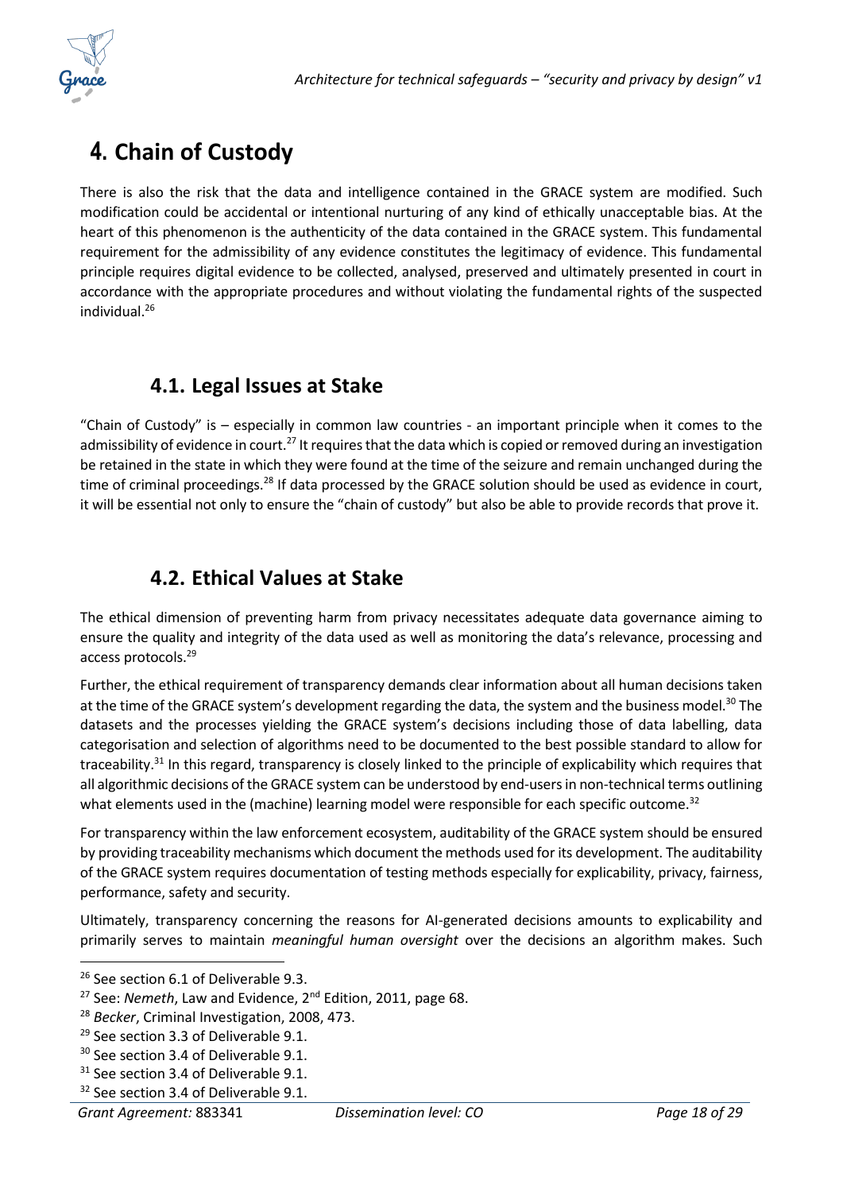# 4. Chain of Custody

There is also the risk that the data and intelligence contained in the GRACE system are modified. Such modification could be accidental or intentional nurturing of any kind of ethically unacceptable bias. At the heart of this phenomenon is the authenticity of the data contained in the GRACE system. This fundamental requirement for the admissibility of any evidence constitutes the legitimacy of evidence. This fundamental principle requires digital evidence to be collected, analysed, preserved and ultimately presented in court in accordance with the appropriate procedures and without violating the fundamental rights of the suspected individual.[26]

## 4.1. Legal Issues at Stake

"Chain of Custody" is – especially in common law countries - an important principle when it comes to the admissibility of evidence in court.[27] It requires that the data which is copied or removed during an investigation be retained in the state in which they were found at the time of the seizure and remain unchanged during the time of criminal proceedings.[28] If data processed by the GRACE solution should be used as evidence in court, it will be essential not only to ensure the "chain of custody" but also be able to provide records that prove it.

## 4.2. Ethical Values at Stake

The ethical dimension of preventing harm from privacy necessitates adequate data governance aiming to ensure the quality and integrity of the data used as well as monitoring the data's relevance, processing and access protocols.[29]

Further, the ethical requirement of transparency demands clear information about all human decisions taken at the time of the GRACE system's development regarding the data, the system and the business model.[30] The datasets and the processes yielding the GRACE system's decisions including those of data labelling, data categorisation and selection of algorithms need to be documented to the best possible standard to allow for traceability.[31] In this regard, transparency is closely linked to the principle of explicability which requires that all algorithmic decisions of the GRACE system can be understood by end-users in non-technical terms outlining what elements used in the (machine) learning model were responsible for each specific outcome.[32]

For transparency within the law enforcement ecosystem, auditability of the GRACE system should be ensured by providing traceability mechanisms which document the methods used for its development. The auditability of the GRACE system requires documentation of testing methods especially for explicability, privacy, fairness, performance, safety and security.

Ultimately, transparency concerning the reasons for AI-generated decisions amounts to explicability and primarily serves to maintain *meaningful human oversight* over the decisions an algorithm makes. Such

[26] See section 6.1 of Deliverable 9.3.

[27] See: *Nemeth*, Law and Evidence, 2nd Edition, 2011, page 68.

[28] *Becker*, Criminal Investigation, 2008, 473.

[29] See section 3.3 of Deliverable 9.1.

[30] See section 3.4 of Deliverable 9.1.

[31] See section 3.4 of Deliverable 9.1.

[32] See section 3.4 of Deliverable 9.1.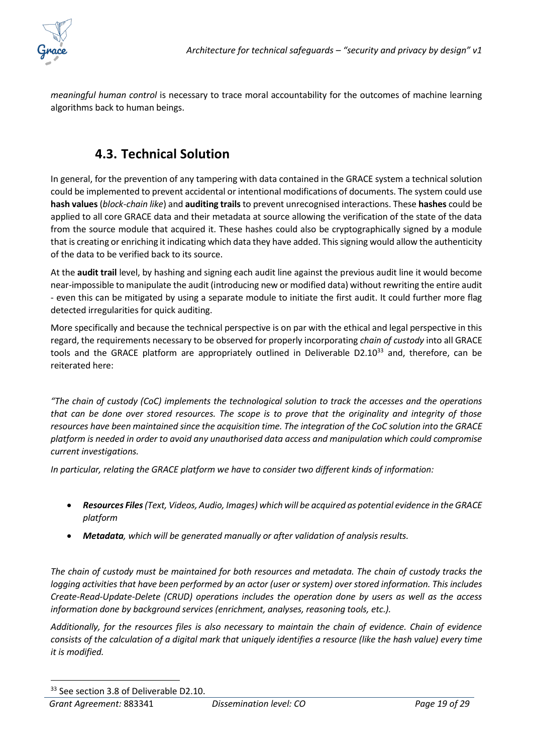*meaningful human control* is necessary to trace moral accountability for the outcomes of machine learning algorithms back to human beings.

## 4.3. Technical Solution

In general, for the prevention of any tampering with data contained in the GRACE system a technical solution could be implemented to prevent accidental or intentional modifications of documents. The system could use **hash values** (*block-chain like*) and **auditing trails** to prevent unrecognised interactions. These **hashes** could be applied to all core GRACE data and their metadata at source allowing the verification of the state of the data from the source module that acquired it. These hashes could also be cryptographically signed by a module that is creating or enriching it indicating which data they have added. This signing would allow the authenticity of the data to be verified back to its source.

At the **audit trail** level, by hashing and signing each audit line against the previous audit line it would become near-impossible to manipulate the audit (introducing new or modified data) without rewriting the entire audit - even this can be mitigated by using a separate module to initiate the first audit. It could further more flag detected irregularities for quick auditing.

More specifically and because the technical perspective is on par with the ethical and legal perspective in this regard, the requirements necessary to be observed for properly incorporating *chain of custody* into all GRACE tools and the GRACE platform are appropriately outlined in Deliverable D2.10[33] and, therefore, can be reiterated here:

*"The chain of custody (CoC) implements the technological solution to track the accesses and the operations that can be done over stored resources. The scope is to prove that the originality and integrity of those resources have been maintained since the acquisition time. The integration of the CoC solution into the GRACE platform is needed in order to avoid any unauthorised data access and manipulation which could compromise current investigations.*

*In particular, relating the GRACE platform we have to consider two different kinds of information:*

- ***Resources Files** (Text, Videos, Audio, Images) which will be acquired as potential evidence in the GRACE platform*
- ***Metadata**, which will be generated manually or after validation of analysis results.*

*The chain of custody must be maintained for both resources and metadata. The chain of custody tracks the logging activities that have been performed by an actor (user or system) over stored information. This includes Create-Read-Update-Delete (CRUD) operations includes the operation done by users as well as the access information done by background services (enrichment, analyses, reasoning tools, etc.).*

*Additionally, for the resources files is also necessary to maintain the chain of evidence. Chain of evidence consists of the calculation of a digital mark that uniquely identifies a resource (like the hash value) every time it is modified.*

[33] See section 3.8 of Deliverable D2.10.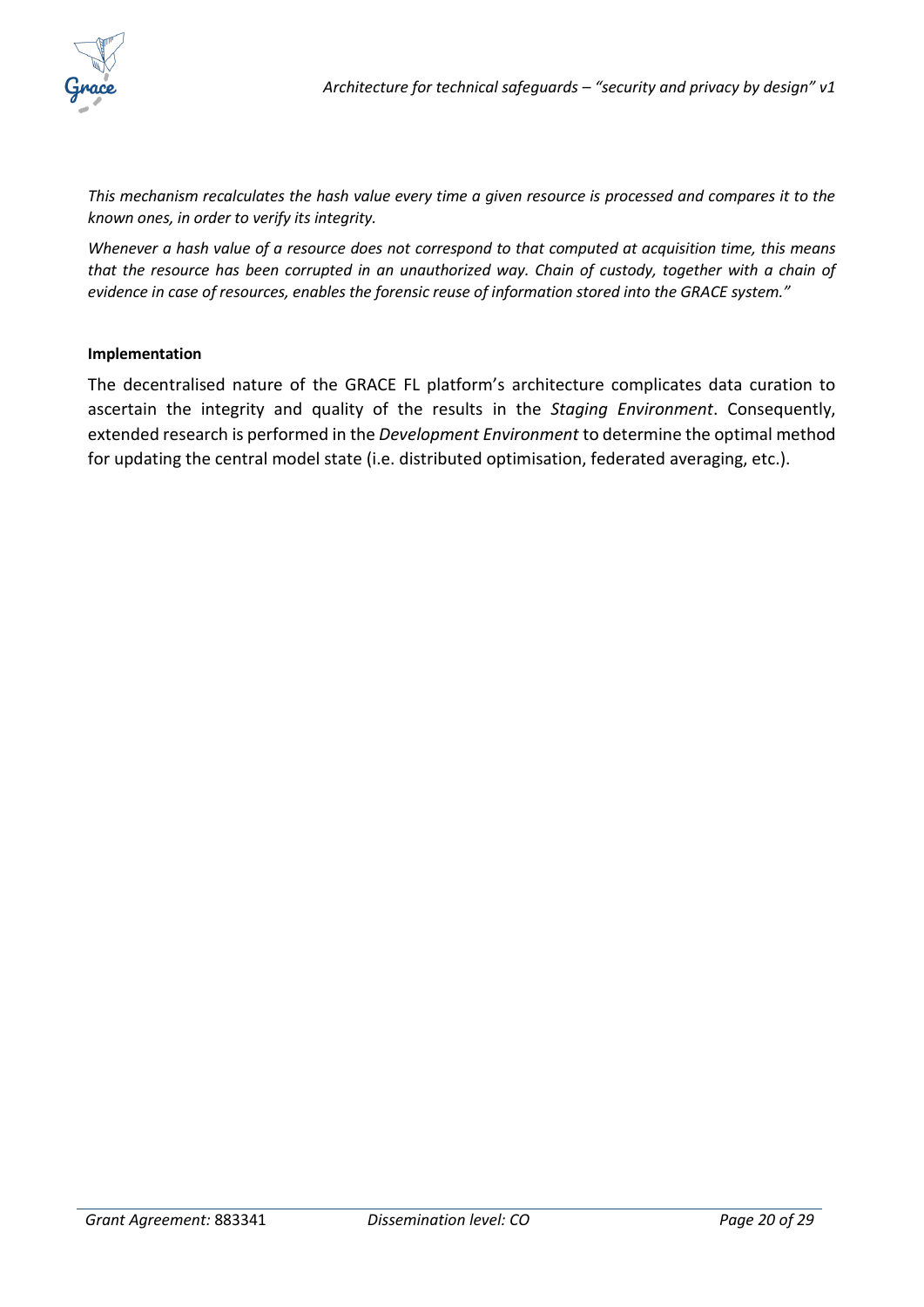*This mechanism recalculates the hash value every time a given resource is processed and compares it to the known ones, in order to verify its integrity.*

*Whenever a hash value of a resource does not correspond to that computed at acquisition time, this means that the resource has been corrupted in an unauthorized way. Chain of custody, together with a chain of evidence in case of resources, enables the forensic reuse of information stored into the GRACE system."*

**Implementation**

The decentralised nature of the GRACE FL platform's architecture complicates data curation to ascertain the integrity and quality of the results in the *Staging Environment*. Consequently, extended research is performed in the *Development Environment* to determine the optimal method for updating the central model state (i.e. distributed optimisation, federated averaging, etc.).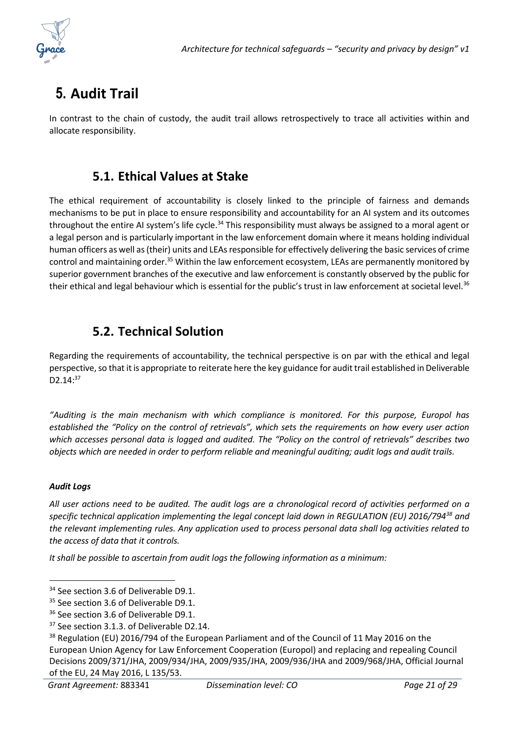# 5. Audit Trail

In contrast to the chain of custody, the audit trail allows retrospectively to trace all activities within and allocate responsibility.

## 5.1. Ethical Values at Stake

The ethical requirement of accountability is closely linked to the principle of fairness and demands mechanisms to be put in place to ensure responsibility and accountability for an AI system and its outcomes throughout the entire AI system's life cycle.[34] This responsibility must always be assigned to a moral agent or a legal person and is particularly important in the law enforcement domain where it means holding individual human officers as well as (their) units and LEAs responsible for effectively delivering the basic services of crime control and maintaining order.[35] Within the law enforcement ecosystem, LEAs are permanently monitored by superior government branches of the executive and law enforcement is constantly observed by the public for their ethical and legal behaviour which is essential for the public's trust in law enforcement at societal level.[36]

## 5.2. Technical Solution

Regarding the requirements of accountability, the technical perspective is on par with the ethical and legal perspective, so that it is appropriate to reiterate here the key guidance for audit trail established in Deliverable D2.14:[37]

*"Auditing is the main mechanism with which compliance is monitored. For this purpose, Europol has established the "Policy on the control of retrievals", which sets the requirements on how every user action which accesses personal data is logged and audited. The "Policy on the control of retrievals" describes two objects which are needed in order to perform reliable and meaningful auditing; audit logs and audit trails.*

***Audit Logs***

*All user actions need to be audited. The audit logs are a chronological record of activities performed on a specific technical application implementing the legal concept laid down in REGULATION (EU) 2016/794[38] and the relevant implementing rules. Any application used to process personal data shall log activities related to the access of data that it controls.*

*It shall be possible to ascertain from audit logs the following information as a minimum:*

---

[34] See section 3.6 of Deliverable D9.1.

[35] See section 3.6 of Deliverable D9.1.

[36] See section 3.6 of Deliverable D9.1.

[37] See section 3.1.3. of Deliverable D2.14.

[38] Regulation (EU) 2016/794 of the European Parliament and of the Council of 11 May 2016 on the European Union Agency for Law Enforcement Cooperation (Europol) and replacing and repealing Council Decisions 2009/371/JHA, 2009/934/JHA, 2009/935/JHA, 2009/936/JHA and 2009/968/JHA, Official Journal of the EU, 24 May 2016, L 135/53.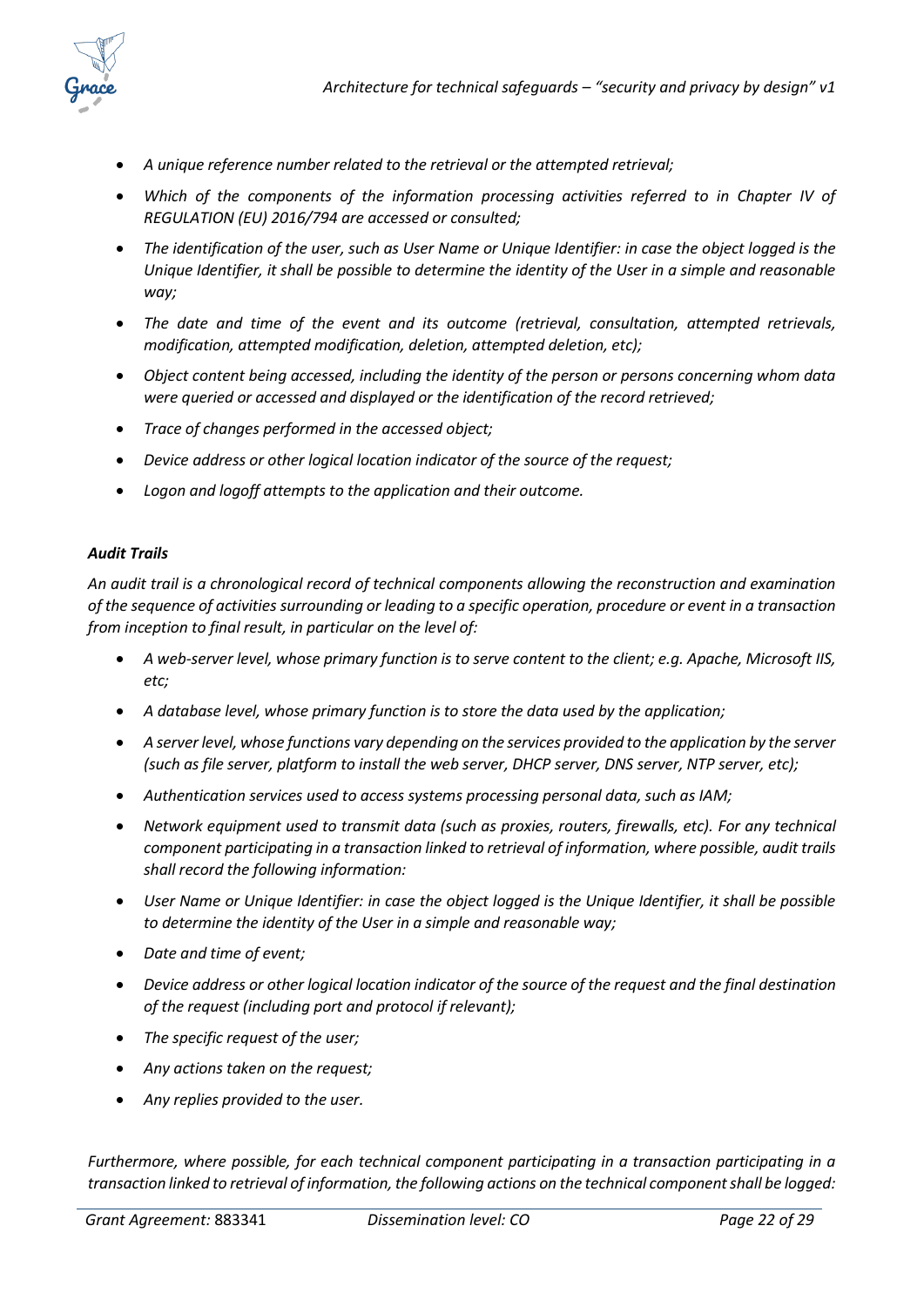- *A unique reference number related to the retrieval or the attempted retrieval;*
- *Which of the components of the information processing activities referred to in Chapter IV of REGULATION (EU) 2016/794 are accessed or consulted;*
- *The identification of the user, such as User Name or Unique Identifier: in case the object logged is the Unique Identifier, it shall be possible to determine the identity of the User in a simple and reasonable way;*
- *The date and time of the event and its outcome (retrieval, consultation, attempted retrievals, modification, attempted modification, deletion, attempted deletion, etc);*
- *Object content being accessed, including the identity of the person or persons concerning whom data were queried or accessed and displayed or the identification of the record retrieved;*
- *Trace of changes performed in the accessed object;*
- *Device address or other logical location indicator of the source of the request;*
- *Logon and logoff attempts to the application and their outcome.*

***Audit Trails***

*An audit trail is a chronological record of technical components allowing the reconstruction and examination of the sequence of activities surrounding or leading to a specific operation, procedure or event in a transaction from inception to final result, in particular on the level of:*

- *A web-server level, whose primary function is to serve content to the client; e.g. Apache, Microsoft IIS, etc;*
- *A database level, whose primary function is to store the data used by the application;*
- *A server level, whose functions vary depending on the services provided to the application by the server (such as file server, platform to install the web server, DHCP server, DNS server, NTP server, etc);*
- *Authentication services used to access systems processing personal data, such as IAM;*
- *Network equipment used to transmit data (such as proxies, routers, firewalls, etc). For any technical component participating in a transaction linked to retrieval of information, where possible, audit trails shall record the following information:*
- *User Name or Unique Identifier: in case the object logged is the Unique Identifier, it shall be possible to determine the identity of the User in a simple and reasonable way;*
- *Date and time of event;*
- *Device address or other logical location indicator of the source of the request and the final destination of the request (including port and protocol if relevant);*
- *The specific request of the user;*
- *Any actions taken on the request;*
- *Any replies provided to the user.*

*Furthermore, where possible, for each technical component participating in a transaction participating in a transaction linked to retrieval of information, the following actions on the technical component shall be logged:*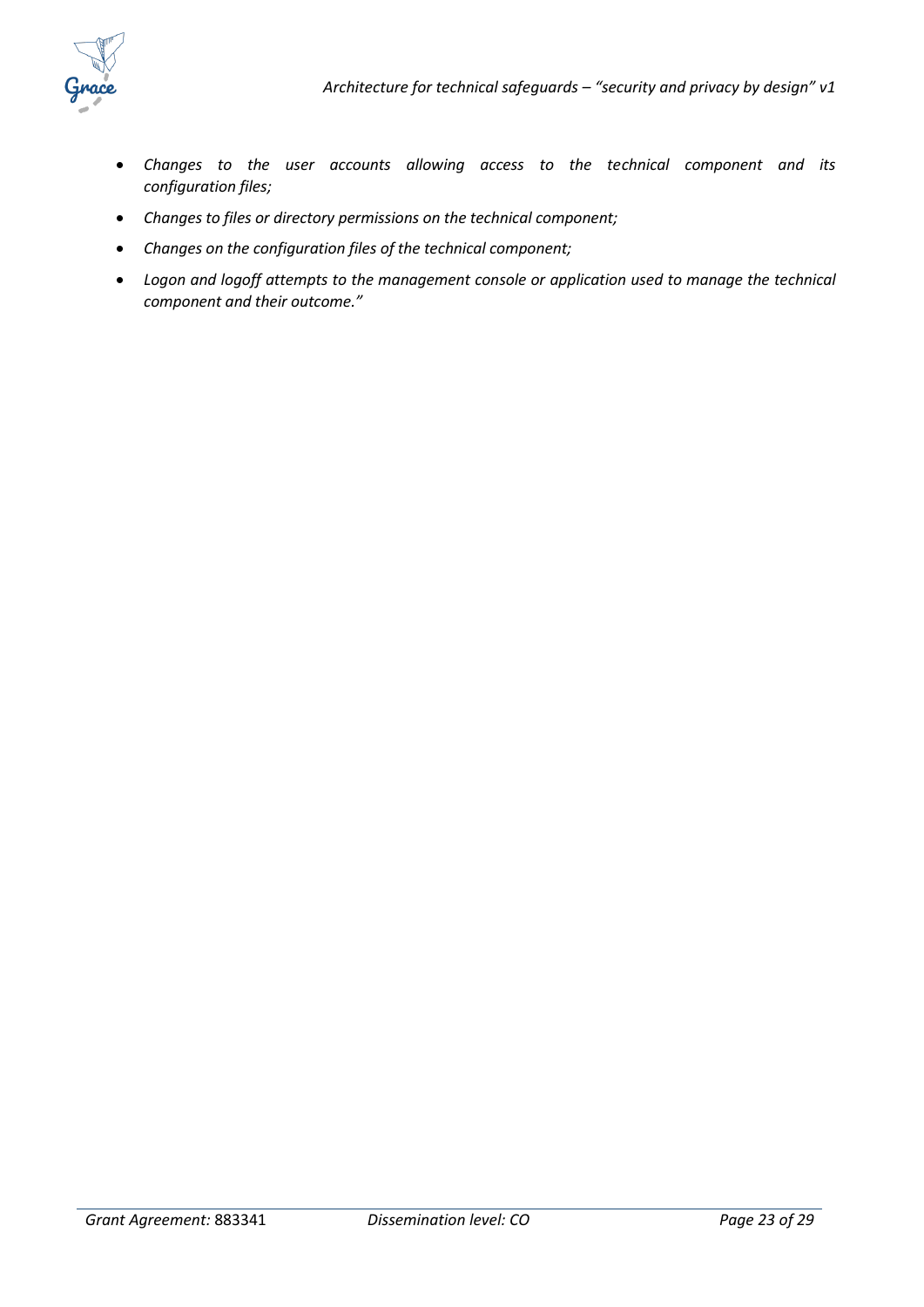- *Changes to the user accounts allowing access to the technical component and its configuration files;*
- *Changes to files or directory permissions on the technical component;*
- *Changes on the configuration files of the technical component;*
- *Logon and logoff attempts to the management console or application used to manage the technical component and their outcome."*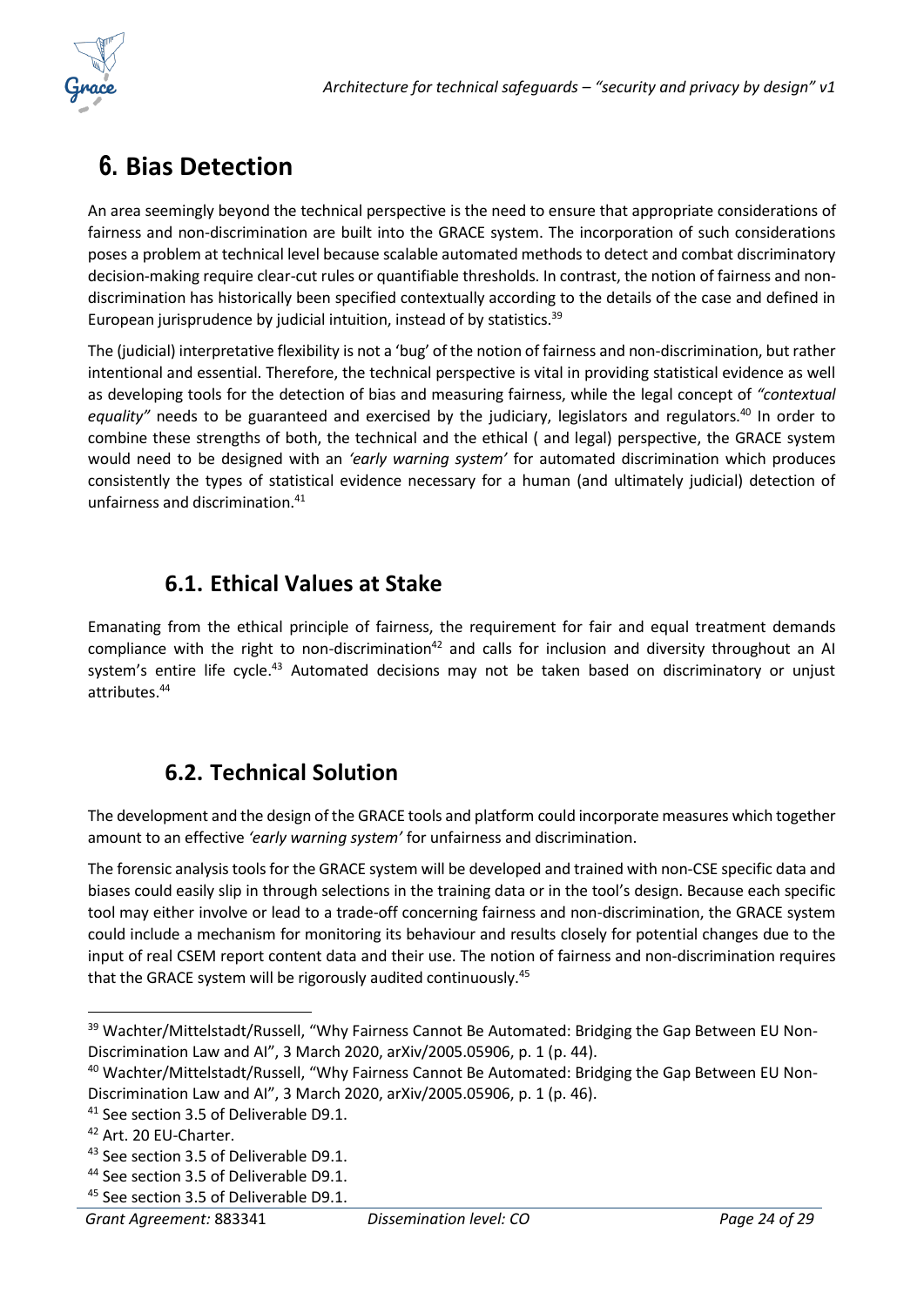# 6. Bias Detection

An area seemingly beyond the technical perspective is the need to ensure that appropriate considerations of fairness and non-discrimination are built into the GRACE system. The incorporation of such considerations poses a problem at technical level because scalable automated methods to detect and combat discriminatory decision-making require clear-cut rules or quantifiable thresholds. In contrast, the notion of fairness and non-discrimination has historically been specified contextually according to the details of the case and defined in European jurisprudence by judicial intuition, instead of by statistics.[39]

The (judicial) interpretative flexibility is not a 'bug' of the notion of fairness and non-discrimination, but rather intentional and essential. Therefore, the technical perspective is vital in providing statistical evidence as well as developing tools for the detection of bias and measuring fairness, while the legal concept of *"contextual equality"* needs to be guaranteed and exercised by the judiciary, legislators and regulators.[40] In order to combine these strengths of both, the technical and the ethical ( and legal) perspective, the GRACE system would need to be designed with an *'early warning system'* for automated discrimination which produces consistently the types of statistical evidence necessary for a human (and ultimately judicial) detection of unfairness and discrimination.[41]

## 6.1. Ethical Values at Stake

Emanating from the ethical principle of fairness, the requirement for fair and equal treatment demands compliance with the right to non-discrimination[42] and calls for inclusion and diversity throughout an AI system's entire life cycle.[43] Automated decisions may not be taken based on discriminatory or unjust attributes.[44]

## 6.2. Technical Solution

The development and the design of the GRACE tools and platform could incorporate measures which together amount to an effective *'early warning system'* for unfairness and discrimination.

The forensic analysis tools for the GRACE system will be developed and trained with non-CSE specific data and biases could easily slip in through selections in the training data or in the tool's design. Because each specific tool may either involve or lead to a trade-off concerning fairness and non-discrimination, the GRACE system could include a mechanism for monitoring its behaviour and results closely for potential changes due to the input of real CSEM report content data and their use. The notion of fairness and non-discrimination requires that the GRACE system will be rigorously audited continuously.[45]

---

[39] Wachter/Mittelstadt/Russell, "Why Fairness Cannot Be Automated: Bridging the Gap Between EU Non-Discrimination Law and AI", 3 March 2020, arXiv/2005.05906, p. 1 (p. 44).

[40] Wachter/Mittelstadt/Russell, "Why Fairness Cannot Be Automated: Bridging the Gap Between EU Non-Discrimination Law and AI", 3 March 2020, arXiv/2005.05906, p. 1 (p. 46).

[41] See section 3.5 of Deliverable D9.1.

[42] Art. 20 EU-Charter.

[43] See section 3.5 of Deliverable D9.1.

[44] See section 3.5 of Deliverable D9.1.

[45] See section 3.5 of Deliverable D9.1.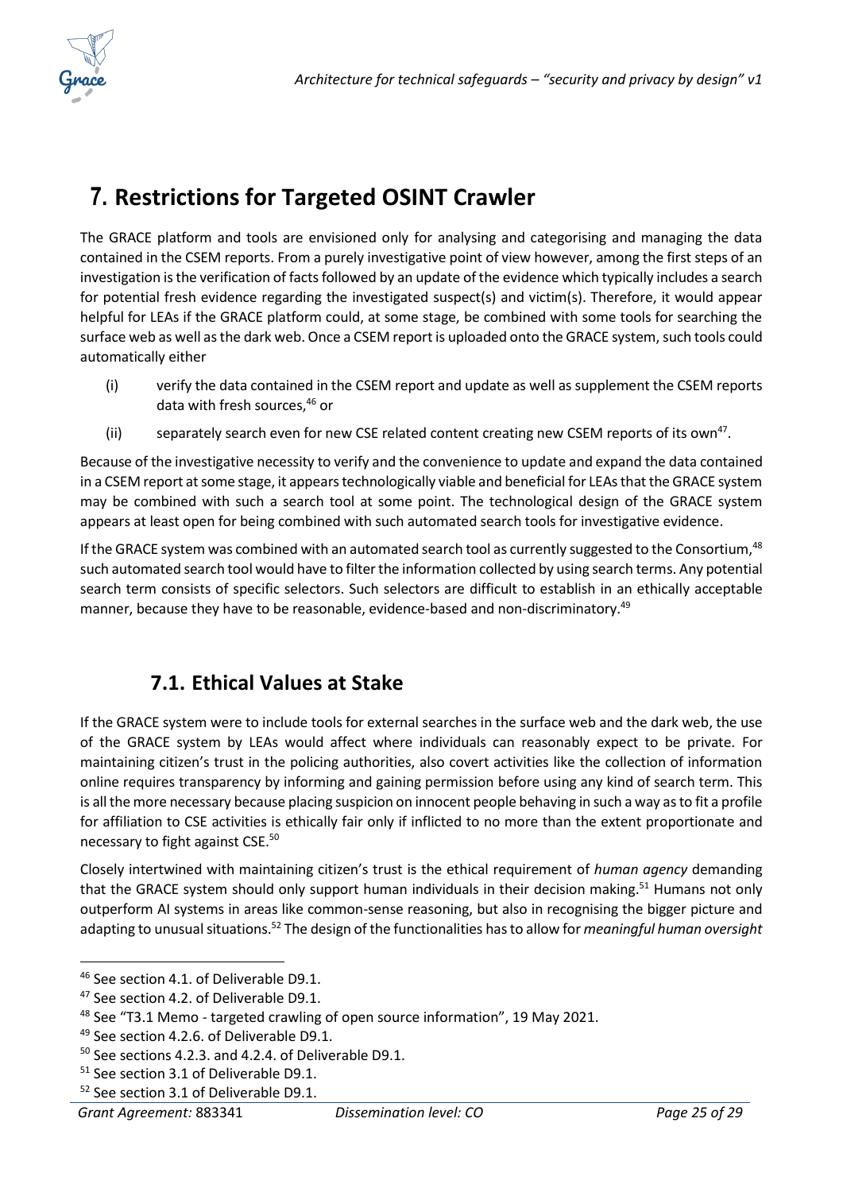# 7. Restrictions for Targeted OSINT Crawler

The GRACE platform and tools are envisioned only for analysing and categorising and managing the data contained in the CSEM reports. From a purely investigative point of view however, among the first steps of an investigation is the verification of facts followed by an update of the evidence which typically includes a search for potential fresh evidence regarding the investigated suspect(s) and victim(s). Therefore, it would appear helpful for LEAs if the GRACE platform could, at some stage, be combined with some tools for searching the surface web as well as the dark web. Once a CSEM report is uploaded onto the GRACE system, such tools could automatically either

(i) verify the data contained in the CSEM report and update as well as supplement the CSEM reports data with fresh sources,[46] or

(ii) separately search even for new CSE related content creating new CSEM reports of its own[47].

Because of the investigative necessity to verify and the convenience to update and expand the data contained in a CSEM report at some stage, it appears technologically viable and beneficial for LEAs that the GRACE system may be combined with such a search tool at some point. The technological design of the GRACE system appears at least open for being combined with such automated search tools for investigative evidence.

If the GRACE system was combined with an automated search tool as currently suggested to the Consortium,[48] such automated search tool would have to filter the information collected by using search terms. Any potential search term consists of specific selectors. Such selectors are difficult to establish in an ethically acceptable manner, because they have to be reasonable, evidence-based and non-discriminatory.[49]

## 7.1. Ethical Values at Stake

If the GRACE system were to include tools for external searches in the surface web and the dark web, the use of the GRACE system by LEAs would affect where individuals can reasonably expect to be private. For maintaining citizen's trust in the policing authorities, also covert activities like the collection of information online requires transparency by informing and gaining permission before using any kind of search term. This is all the more necessary because placing suspicion on innocent people behaving in such a way as to fit a profile for affiliation to CSE activities is ethically fair only if inflicted to no more than the extent proportionate and necessary to fight against CSE.[50]

Closely intertwined with maintaining citizen's trust is the ethical requirement of *human agency* demanding that the GRACE system should only support human individuals in their decision making.[51] Humans not only outperform AI systems in areas like common-sense reasoning, but also in recognising the bigger picture and adapting to unusual situations.[52] The design of the functionalities has to allow for *meaningful human oversight*

---

[46] See section 4.1. of Deliverable D9.1.

[47] See section 4.2. of Deliverable D9.1.

[48] See "T3.1 Memo - targeted crawling of open source information", 19 May 2021.

[49] See section 4.2.6. of Deliverable D9.1.

[50] See sections 4.2.3. and 4.2.4. of Deliverable D9.1.

[51] See section 3.1 of Deliverable D9.1.

[52] See section 3.1 of Deliverable D9.1.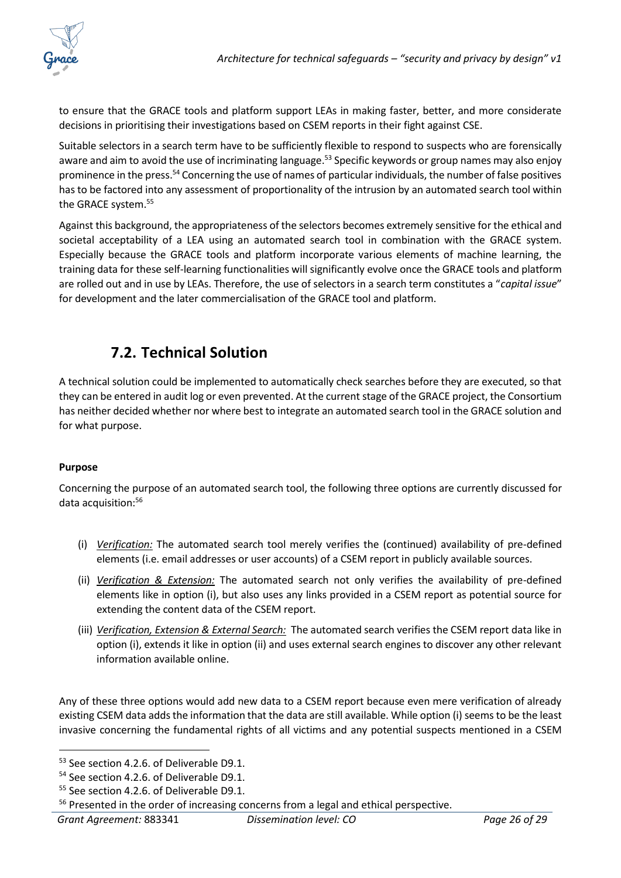to ensure that the GRACE tools and platform support LEAs in making faster, better, and more considerate decisions in prioritising their investigations based on CSEM reports in their fight against CSE.

Suitable selectors in a search term have to be sufficiently flexible to respond to suspects who are forensically aware and aim to avoid the use of incriminating language.[53] Specific keywords or group names may also enjoy prominence in the press.[54] Concerning the use of names of particular individuals, the number of false positives has to be factored into any assessment of proportionality of the intrusion by an automated search tool within the GRACE system.[55]

Against this background, the appropriateness of the selectors becomes extremely sensitive for the ethical and societal acceptability of a LEA using an automated search tool in combination with the GRACE system. Especially because the GRACE tools and platform incorporate various elements of machine learning, the training data for these self-learning functionalities will significantly evolve once the GRACE tools and platform are rolled out and in use by LEAs. Therefore, the use of selectors in a search term constitutes a "*capital issue*" for development and the later commercialisation of the GRACE tool and platform.

## 7.2. Technical Solution

A technical solution could be implemented to automatically check searches before they are executed, so that they can be entered in audit log or even prevented. At the current stage of the GRACE project, the Consortium has neither decided whether nor where best to integrate an automated search tool in the GRACE solution and for what purpose.

**Purpose**

Concerning the purpose of an automated search tool, the following three options are currently discussed for data acquisition:[56]

(i) *Verification:* The automated search tool merely verifies the (continued) availability of pre-defined elements (i.e. email addresses or user accounts) of a CSEM report in publicly available sources.

(ii) *Verification & Extension:* The automated search not only verifies the availability of pre-defined elements like in option (i), but also uses any links provided in a CSEM report as potential source for extending the content data of the CSEM report.

(iii) *Verification, Extension & External Search:* The automated search verifies the CSEM report data like in option (i), extends it like in option (ii) and uses external search engines to discover any other relevant information available online.

Any of these three options would add new data to a CSEM report because even mere verification of already existing CSEM data adds the information that the data are still available. While option (i) seems to be the least invasive concerning the fundamental rights of all victims and any potential suspects mentioned in a CSEM

---

[53] See section 4.2.6. of Deliverable D9.1.

[54] See section 4.2.6. of Deliverable D9.1.

[55] See section 4.2.6. of Deliverable D9.1.

[56] Presented in the order of increasing concerns from a legal and ethical perspective.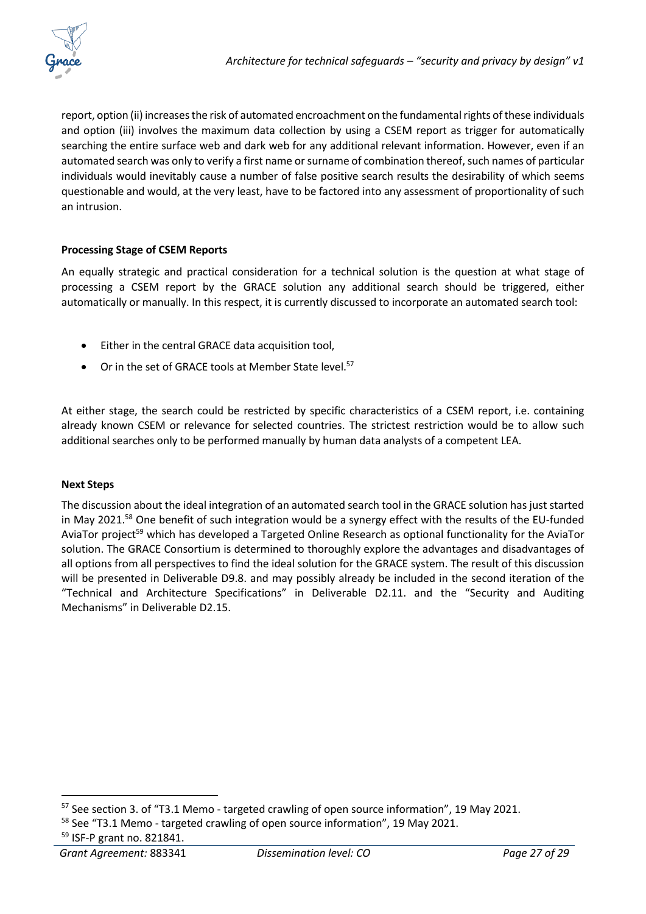report, option (ii) increases the risk of automated encroachment on the fundamental rights of these individuals and option (iii) involves the maximum data collection by using a CSEM report as trigger for automatically searching the entire surface web and dark web for any additional relevant information. However, even if an automated search was only to verify a first name or surname of combination thereof, such names of particular individuals would inevitably cause a number of false positive search results the desirability of which seems questionable and would, at the very least, have to be factored into any assessment of proportionality of such an intrusion.

**Processing Stage of CSEM Reports**

An equally strategic and practical consideration for a technical solution is the question at what stage of processing a CSEM report by the GRACE solution any additional search should be triggered, either automatically or manually. In this respect, it is currently discussed to incorporate an automated search tool:

- Either in the central GRACE data acquisition tool,
- Or in the set of GRACE tools at Member State level.[57]

At either stage, the search could be restricted by specific characteristics of a CSEM report, i.e. containing already known CSEM or relevance for selected countries. The strictest restriction would be to allow such additional searches only to be performed manually by human data analysts of a competent LEA.

**Next Steps**

The discussion about the ideal integration of an automated search tool in the GRACE solution has just started in May 2021.[58] One benefit of such integration would be a synergy effect with the results of the EU-funded AviaTor project[59] which has developed a Targeted Online Research as optional functionality for the AviaTor solution. The GRACE Consortium is determined to thoroughly explore the advantages and disadvantages of all options from all perspectives to find the ideal solution for the GRACE system. The result of this discussion will be presented in Deliverable D9.8. and may possibly already be included in the second iteration of the "Technical and Architecture Specifications" in Deliverable D2.11. and the "Security and Auditing Mechanisms" in Deliverable D2.15.

---

[57] See section 3. of "T3.1 Memo - targeted crawling of open source information", 19 May 2021.

[58] See "T3.1 Memo - targeted crawling of open source information", 19 May 2021.

[59] ISF-P grant no. 821841.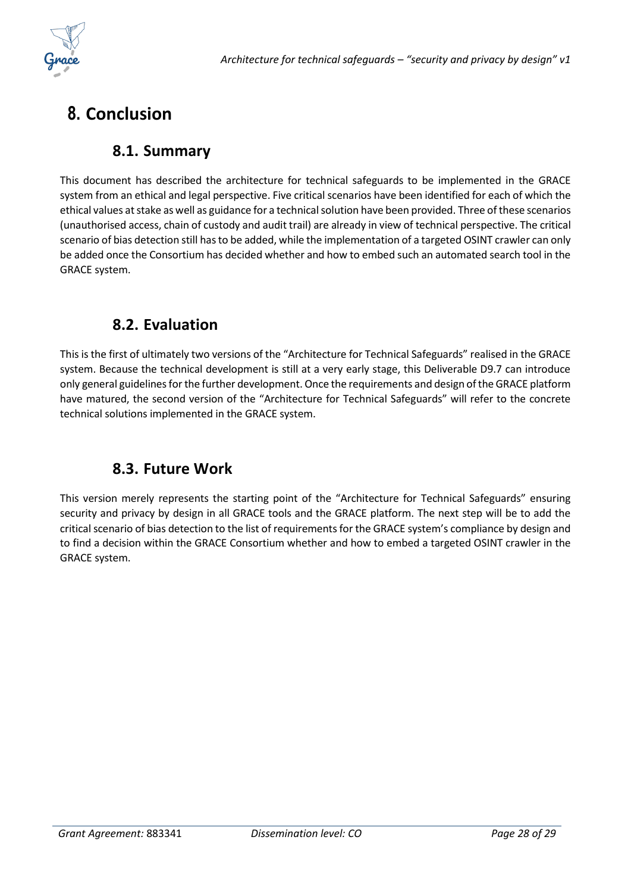# 8. Conclusion

## 8.1. Summary

This document has described the architecture for technical safeguards to be implemented in the GRACE system from an ethical and legal perspective. Five critical scenarios have been identified for each of which the ethical values at stake as well as guidance for a technical solution have been provided. Three of these scenarios (unauthorised access, chain of custody and audit trail) are already in view of technical perspective. The critical scenario of bias detection still has to be added, while the implementation of a targeted OSINT crawler can only be added once the Consortium has decided whether and how to embed such an automated search tool in the GRACE system.

## 8.2. Evaluation

This is the first of ultimately two versions of the "Architecture for Technical Safeguards" realised in the GRACE system. Because the technical development is still at a very early stage, this Deliverable D9.7 can introduce only general guidelines for the further development. Once the requirements and design of the GRACE platform have matured, the second version of the "Architecture for Technical Safeguards" will refer to the concrete technical solutions implemented in the GRACE system.

## 8.3. Future Work

This version merely represents the starting point of the "Architecture for Technical Safeguards" ensuring security and privacy by design in all GRACE tools and the GRACE platform. The next step will be to add the critical scenario of bias detection to the list of requirements for the GRACE system's compliance by design and to find a decision within the GRACE Consortium whether and how to embed a targeted OSINT crawler in the GRACE system.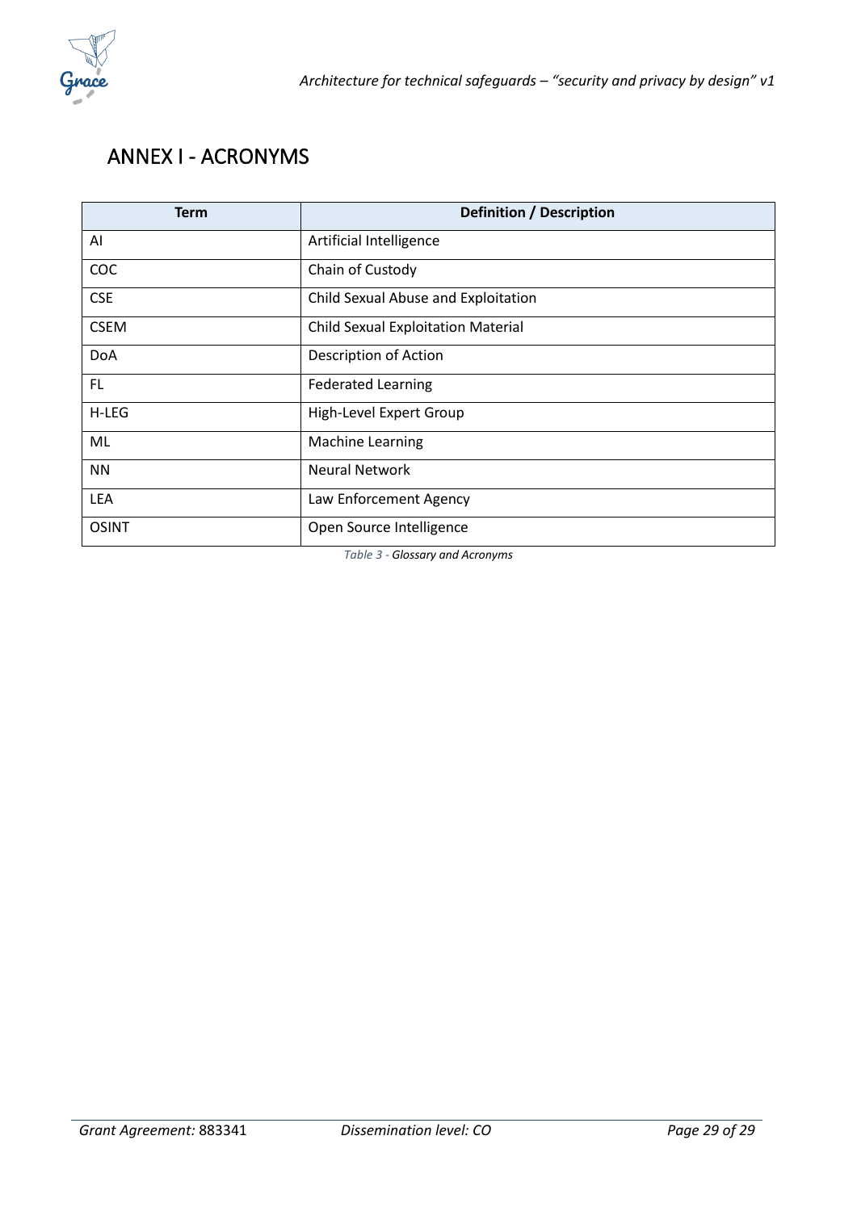# ANNEX I - ACRONYMS

| Term | Definition / Description |
|---|---|
| AI | Artificial Intelligence |
| COC | Chain of Custody |
| CSE | Child Sexual Abuse and Exploitation |
| CSEM | Child Sexual Exploitation Material |
| DoA | Description of Action |
| FL | Federated Learning |
| H-LEG | High-Level Expert Group |
| ML | Machine Learning |
| NN | Neural Network |
| LEA | Law Enforcement Agency |
| OSINT | Open Source Intelligence |

*Table 3 - Glossary and Acronyms*